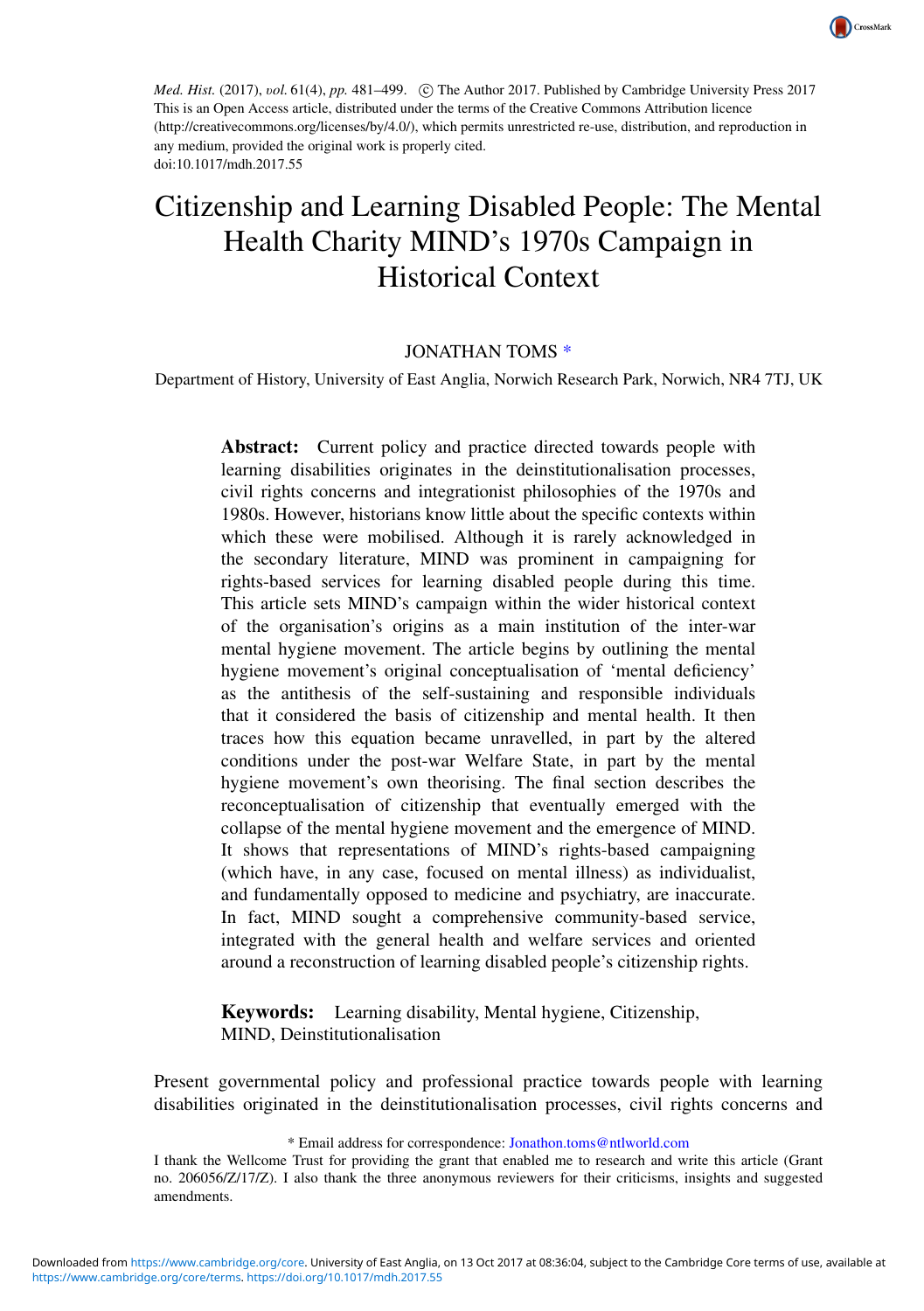*Med. Hist.* (2017), *vol.* 61(4), *pp.* 481–499. © The Author 2017. Published by Cambridge University Press 2017
This is an Open Access article, distributed under the terms of the Creative Commons Attribution licence (http://creativecommons.org/licenses/by/4.0/), which permits unrestricted re-use, distribution, and reproduction in any medium, provided the original work is properly cited.
doi:10.1017/mdh.2017.55

# Citizenship and Learning Disabled People: The Mental Health Charity MIND's 1970s Campaign in Historical Context

JONATHAN TOMS *

Department of History, University of East Anglia, Norwich Research Park, Norwich, NR4 7TJ, UK

**Abstract:** Current policy and practice directed towards people with learning disabilities originates in the deinstitutionalisation processes, civil rights concerns and integrationist philosophies of the 1970s and 1980s. However, historians know little about the specific contexts within which these were mobilised. Although it is rarely acknowledged in the secondary literature, MIND was prominent in campaigning for rights-based services for learning disabled people during this time. This article sets MIND's campaign within the wider historical context of the organisation's origins as a main institution of the inter-war mental hygiene movement. The article begins by outlining the mental hygiene movement's original conceptualisation of 'mental deficiency' as the antithesis of the self-sustaining and responsible individuals that it considered the basis of citizenship and mental health. It then traces how this equation became unravelled, in part by the altered conditions under the post-war Welfare State, in part by the mental hygiene movement's own theorising. The final section describes the reconceptualisation of citizenship that eventually emerged with the collapse of the mental hygiene movement and the emergence of MIND. It shows that representations of MIND's rights-based campaigning (which have, in any case, focused on mental illness) as individualist, and fundamentally opposed to medicine and psychiatry, are inaccurate. In fact, MIND sought a comprehensive community-based service, integrated with the general health and welfare services and oriented around a reconstruction of learning disabled people's citizenship rights.

**Keywords:** Learning disability, Mental hygiene, Citizenship, MIND, Deinstitutionalisation

Present governmental policy and professional practice towards people with learning disabilities originated in the deinstitutionalisation processes, civil rights concerns and

* Email address for correspondence: Jonathon.toms@ntlworld.com

I thank the Wellcome Trust for providing the grant that enabled me to research and write this article (Grant no. 206056/Z/17/Z). I also thank the three anonymous reviewers for their criticisms, insights and suggested amendments.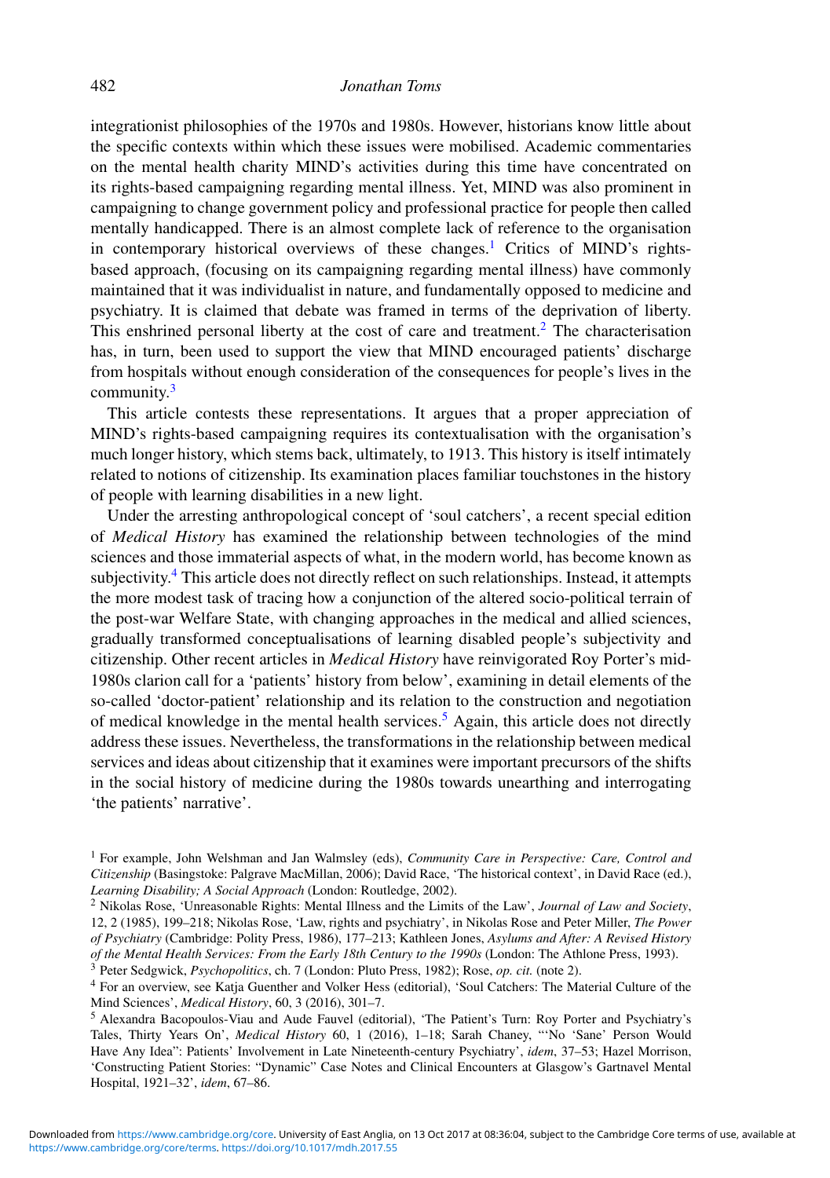integrationist philosophies of the 1970s and 1980s. However, historians know little about the specific contexts within which these issues were mobilised. Academic commentaries on the mental health charity MIND's activities during this time have concentrated on its rights-based campaigning regarding mental illness. Yet, MIND was also prominent in campaigning to change government policy and professional practice for people then called mentally handicapped. There is an almost complete lack of reference to the organisation in contemporary historical overviews of these changes.[1] Critics of MIND's rights-based approach, (focusing on its campaigning regarding mental illness) have commonly maintained that it was individualist in nature, and fundamentally opposed to medicine and psychiatry. It is claimed that debate was framed in terms of the deprivation of liberty. This enshrined personal liberty at the cost of care and treatment.[2] The characterisation has, in turn, been used to support the view that MIND encouraged patients' discharge from hospitals without enough consideration of the consequences for people's lives in the community.[3]

This article contests these representations. It argues that a proper appreciation of MIND's rights-based campaigning requires its contextualisation with the organisation's much longer history, which stems back, ultimately, to 1913. This history is itself intimately related to notions of citizenship. Its examination places familiar touchstones in the history of people with learning disabilities in a new light.

Under the arresting anthropological concept of 'soul catchers', a recent special edition of *Medical History* has examined the relationship between technologies of the mind sciences and those immaterial aspects of what, in the modern world, has become known as subjectivity.[4] This article does not directly reflect on such relationships. Instead, it attempts the more modest task of tracing how a conjunction of the altered socio-political terrain of the post-war Welfare State, with changing approaches in the medical and allied sciences, gradually transformed conceptualisations of learning disabled people's subjectivity and citizenship. Other recent articles in *Medical History* have reinvigorated Roy Porter's mid-1980s clarion call for a 'patients' history from below', examining in detail elements of the so-called 'doctor-patient' relationship and its relation to the construction and negotiation of medical knowledge in the mental health services.[5] Again, this article does not directly address these issues. Nevertheless, the transformations in the relationship between medical services and ideas about citizenship that it examines were important precursors of the shifts in the social history of medicine during the 1980s towards unearthing and interrogating 'the patients' narrative'.

---

[1] For example, John Welshman and Jan Walmsley (eds), *Community Care in Perspective: Care, Control and Citizenship* (Basingstoke: Palgrave MacMillan, 2006); David Race, 'The historical context', in David Race (ed.), *Learning Disability; A Social Approach* (London: Routledge, 2002).

[2] Nikolas Rose, 'Unreasonable Rights: Mental Illness and the Limits of the Law', *Journal of Law and Society*, 12, 2 (1985), 199–218; Nikolas Rose, 'Law, rights and psychiatry', in Nikolas Rose and Peter Miller, *The Power of Psychiatry* (Cambridge: Polity Press, 1986), 177–213; Kathleen Jones, *Asylums and After: A Revised History of the Mental Health Services: From the Early 18th Century to the 1990s* (London: The Athlone Press, 1993).

[3] Peter Sedgwick, *Psychopolitics*, ch. 7 (London: Pluto Press, 1982); Rose, *op. cit.* (note 2).

[4] For an overview, see Katja Guenther and Volker Hess (editorial), 'Soul Catchers: The Material Culture of the Mind Sciences', *Medical History*, 60, 3 (2016), 301–7.

[5] Alexandra Bacopoulos-Viau and Aude Fauvel (editorial), 'The Patient's Turn: Roy Porter and Psychiatry's Tales, Thirty Years On', *Medical History* 60, 1 (2016), 1–18; Sarah Chaney, "'No 'Sane' Person Would Have Any Idea": Patients' Involvement in Late Nineteenth-century Psychiatry', *idem*, 37–53; Hazel Morrison, 'Constructing Patient Stories: "Dynamic" Case Notes and Clinical Encounters at Glasgow's Gartnavel Mental Hospital, 1921–32', *idem*, 67–86.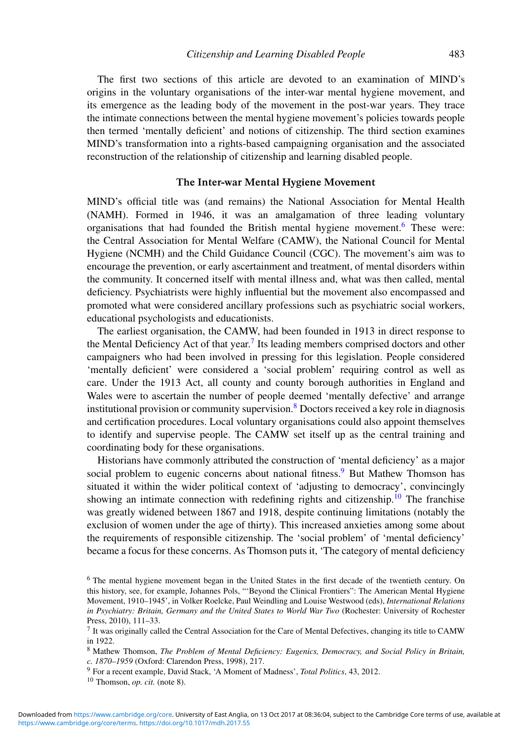The first two sections of this article are devoted to an examination of MIND's origins in the voluntary organisations of the inter-war mental hygiene movement, and its emergence as the leading body of the movement in the post-war years. They trace the intimate connections between the mental hygiene movement's policies towards people then termed 'mentally deficient' and notions of citizenship. The third section examines MIND's transformation into a rights-based campaigning organisation and the associated reconstruction of the relationship of citizenship and learning disabled people.

## The Inter-war Mental Hygiene Movement

MIND's official title was (and remains) the National Association for Mental Health (NAMH). Formed in 1946, it was an amalgamation of three leading voluntary organisations that had founded the British mental hygiene movement.[6] These were: the Central Association for Mental Welfare (CAMW), the National Council for Mental Hygiene (NCMH) and the Child Guidance Council (CGC). The movement's aim was to encourage the prevention, or early ascertainment and treatment, of mental disorders within the community. It concerned itself with mental illness and, what was then called, mental deficiency. Psychiatrists were highly influential but the movement also encompassed and promoted what were considered ancillary professions such as psychiatric social workers, educational psychologists and educationists.

The earliest organisation, the CAMW, had been founded in 1913 in direct response to the Mental Deficiency Act of that year.[7] Its leading members comprised doctors and other campaigners who had been involved in pressing for this legislation. People considered 'mentally deficient' were considered a 'social problem' requiring control as well as care. Under the 1913 Act, all county and county borough authorities in England and Wales were to ascertain the number of people deemed 'mentally defective' and arrange institutional provision or community supervision.[8] Doctors received a key role in diagnosis and certification procedures. Local voluntary organisations could also appoint themselves to identify and supervise people. The CAMW set itself up as the central training and coordinating body for these organisations.

Historians have commonly attributed the construction of 'mental deficiency' as a major social problem to eugenic concerns about national fitness.[9] But Mathew Thomson has situated it within the wider political context of 'adjusting to democracy', convincingly showing an intimate connection with redefining rights and citizenship.[10] The franchise was greatly widened between 1867 and 1918, despite continuing limitations (notably the exclusion of women under the age of thirty). This increased anxieties among some about the requirements of responsible citizenship. The 'social problem' of 'mental deficiency' became a focus for these concerns. As Thomson puts it, 'The category of mental deficiency

---

[6] The mental hygiene movement began in the United States in the first decade of the twentieth century. On this history, see, for example, Johannes Pols, '"Beyond the Clinical Frontiers": The American Mental Hygiene Movement, 1910–1945', in Volker Roelcke, Paul Weindling and Louise Westwood (eds), *International Relations in Psychiatry: Britain, Germany and the United States to World War Two* (Rochester: University of Rochester Press, 2010), 111–33.

[7] It was originally called the Central Association for the Care of Mental Defectives, changing its title to CAMW in 1922.

[8] Mathew Thomson, *The Problem of Mental Deficiency: Eugenics, Democracy, and Social Policy in Britain, c. 1870–1959* (Oxford: Clarendon Press, 1998), 217.

[9] For a recent example, David Stack, 'A Moment of Madness', *Total Politics*, 43, 2012.

[10] Thomson, *op. cit.* (note 8).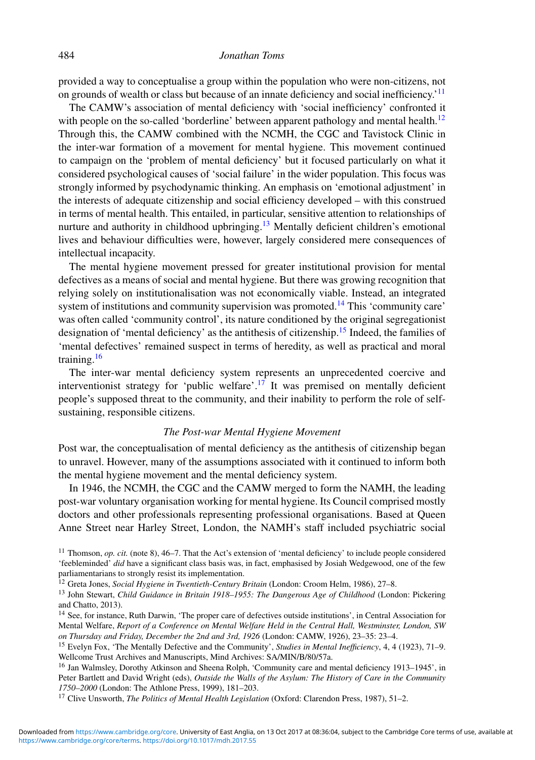provided a way to conceptualise a group within the population who were non-citizens, not on grounds of wealth or class but because of an innate deficiency and social inefficiency.'[11]

The CAMW's association of mental deficiency with 'social inefficiency' confronted it with people on the so-called 'borderline' between apparent pathology and mental health.[12] Through this, the CAMW combined with the NCMH, the CGC and Tavistock Clinic in the inter-war formation of a movement for mental hygiene. This movement continued to campaign on the 'problem of mental deficiency' but it focused particularly on what it considered psychological causes of 'social failure' in the wider population. This focus was strongly informed by psychodynamic thinking. An emphasis on 'emotional adjustment' in the interests of adequate citizenship and social efficiency developed – with this construed in terms of mental health. This entailed, in particular, sensitive attention to relationships of nurture and authority in childhood upbringing.[13] Mentally deficient children's emotional lives and behaviour difficulties were, however, largely considered mere consequences of intellectual incapacity.

The mental hygiene movement pressed for greater institutional provision for mental defectives as a means of social and mental hygiene. But there was growing recognition that relying solely on institutionalisation was not economically viable. Instead, an integrated system of institutions and community supervision was promoted.[14] This 'community care' was often called 'community control', its nature conditioned by the original segregationist designation of 'mental deficiency' as the antithesis of citizenship.[15] Indeed, the families of 'mental defectives' remained suspect in terms of heredity, as well as practical and moral training.[16]

The inter-war mental deficiency system represents an unprecedented coercive and interventionist strategy for 'public welfare'.[17] It was premised on mentally deficient people's supposed threat to the community, and their inability to perform the role of self-sustaining, responsible citizens.

### *The Post-war Mental Hygiene Movement*

Post war, the conceptualisation of mental deficiency as the antithesis of citizenship began to unravel. However, many of the assumptions associated with it continued to inform both the mental hygiene movement and the mental deficiency system.

In 1946, the NCMH, the CGC and the CAMW merged to form the NAMH, the leading post-war voluntary organisation working for mental hygiene. Its Council comprised mostly doctors and other professionals representing professional organisations. Based at Queen Anne Street near Harley Street, London, the NAMH's staff included psychiatric social

---

[11] Thomson, *op. cit.* (note 8), 46–7. That the Act's extension of 'mental deficiency' to include people considered 'feebleminded' *did* have a significant class basis was, in fact, emphasised by Josiah Wedgewood, one of the few parliamentarians to strongly resist its implementation.

[12] Greta Jones, *Social Hygiene in Twentieth-Century Britain* (London: Croom Helm, 1986), 27–8.

[13] John Stewart, *Child Guidance in Britain 1918–1955: The Dangerous Age of Childhood* (London: Pickering and Chatto, 2013).

[14] See, for instance, Ruth Darwin, 'The proper care of defectives outside institutions', in Central Association for Mental Welfare, *Report of a Conference on Mental Welfare Held in the Central Hall, Westminster, London, SW on Thursday and Friday, December the 2nd and 3rd, 1926* (London: CAMW, 1926), 23–35: 23–4.

[15] Evelyn Fox, 'The Mentally Defective and the Community', *Studies in Mental Inefficiency*, 4, 4 (1923), 71–9. Wellcome Trust Archives and Manuscripts, Mind Archives: SA/MIN/B/80/57a.

[16] Jan Walmsley, Dorothy Atkinson and Sheena Rolph, 'Community care and mental deficiency 1913–1945', in Peter Bartlett and David Wright (eds), *Outside the Walls of the Asylum: The History of Care in the Community 1750–2000* (London: The Athlone Press, 1999), 181–203.

[17] Clive Unsworth, *The Politics of Mental Health Legislation* (Oxford: Clarendon Press, 1987), 51–2.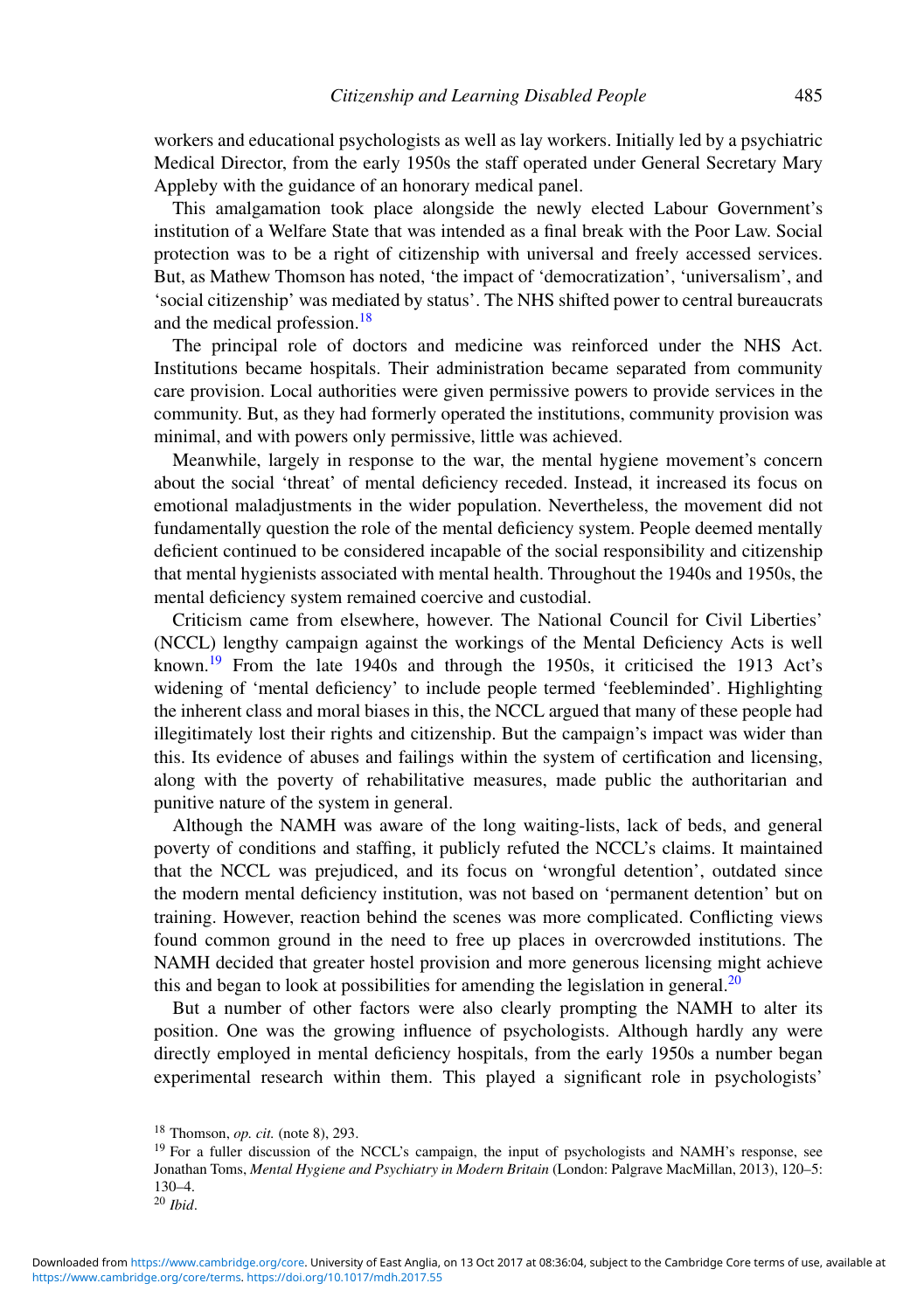workers and educational psychologists as well as lay workers. Initially led by a psychiatric Medical Director, from the early 1950s the staff operated under General Secretary Mary Appleby with the guidance of an honorary medical panel.

This amalgamation took place alongside the newly elected Labour Government's institution of a Welfare State that was intended as a final break with the Poor Law. Social protection was to be a right of citizenship with universal and freely accessed services. But, as Mathew Thomson has noted, 'the impact of 'democratization', 'universalism', and 'social citizenship' was mediated by status'. The NHS shifted power to central bureaucrats and the medical profession.[18]

The principal role of doctors and medicine was reinforced under the NHS Act. Institutions became hospitals. Their administration became separated from community care provision. Local authorities were given permissive powers to provide services in the community. But, as they had formerly operated the institutions, community provision was minimal, and with powers only permissive, little was achieved.

Meanwhile, largely in response to the war, the mental hygiene movement's concern about the social 'threat' of mental deficiency receded. Instead, it increased its focus on emotional maladjustments in the wider population. Nevertheless, the movement did not fundamentally question the role of the mental deficiency system. People deemed mentally deficient continued to be considered incapable of the social responsibility and citizenship that mental hygienists associated with mental health. Throughout the 1940s and 1950s, the mental deficiency system remained coercive and custodial.

Criticism came from elsewhere, however. The National Council for Civil Liberties' (NCCL) lengthy campaign against the workings of the Mental Deficiency Acts is well known.[19] From the late 1940s and through the 1950s, it criticised the 1913 Act's widening of 'mental deficiency' to include people termed 'feebleminded'. Highlighting the inherent class and moral biases in this, the NCCL argued that many of these people had illegitimately lost their rights and citizenship. But the campaign's impact was wider than this. Its evidence of abuses and failings within the system of certification and licensing, along with the poverty of rehabilitative measures, made public the authoritarian and punitive nature of the system in general.

Although the NAMH was aware of the long waiting-lists, lack of beds, and general poverty of conditions and staffing, it publicly refuted the NCCL's claims. It maintained that the NCCL was prejudiced, and its focus on 'wrongful detention', outdated since the modern mental deficiency institution, was not based on 'permanent detention' but on training. However, reaction behind the scenes was more complicated. Conflicting views found common ground in the need to free up places in overcrowded institutions. The NAMH decided that greater hostel provision and more generous licensing might achieve this and began to look at possibilities for amending the legislation in general.[20]

But a number of other factors were also clearly prompting the NAMH to alter its position. One was the growing influence of psychologists. Although hardly any were directly employed in mental deficiency hospitals, from the early 1950s a number began experimental research within them. This played a significant role in psychologists'

[18] Thomson, *op. cit.* (note 8), 293.

[19] For a fuller discussion of the NCCL's campaign, the input of psychologists and NAMH's response, see Jonathan Toms, *Mental Hygiene and Psychiatry in Modern Britain* (London: Palgrave MacMillan, 2013), 120–5: 130–4.

[20] *Ibid*.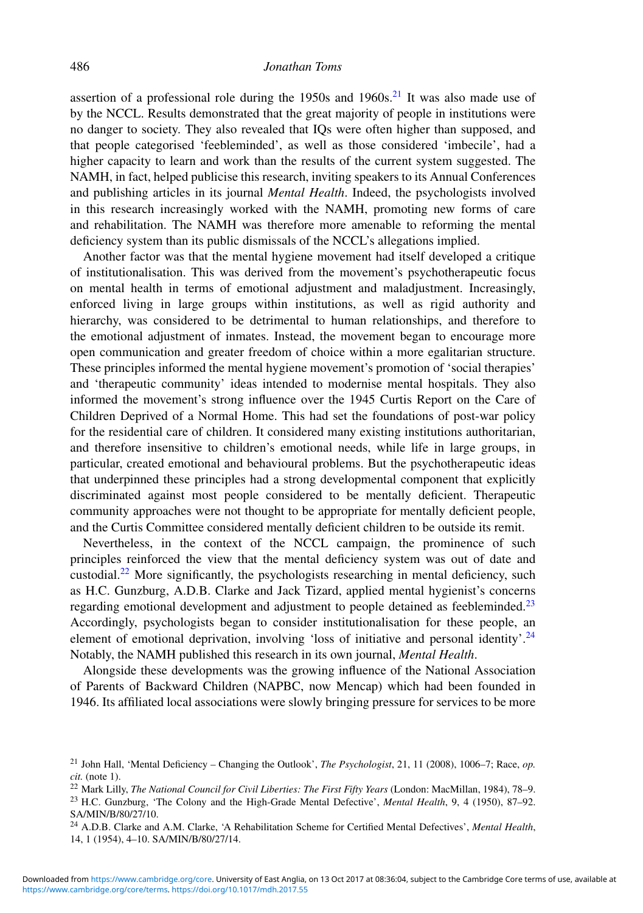assertion of a professional role during the 1950s and 1960s.[21] It was also made use of by the NCCL. Results demonstrated that the great majority of people in institutions were no danger to society. They also revealed that IQs were often higher than supposed, and that people categorised 'feebleminded', as well as those considered 'imbecile', had a higher capacity to learn and work than the results of the current system suggested. The NAMH, in fact, helped publicise this research, inviting speakers to its Annual Conferences and publishing articles in its journal *Mental Health*. Indeed, the psychologists involved in this research increasingly worked with the NAMH, promoting new forms of care and rehabilitation. The NAMH was therefore more amenable to reforming the mental deficiency system than its public dismissals of the NCCL's allegations implied.

Another factor was that the mental hygiene movement had itself developed a critique of institutionalisation. This was derived from the movement's psychotherapeutic focus on mental health in terms of emotional adjustment and maladjustment. Increasingly, enforced living in large groups within institutions, as well as rigid authority and hierarchy, was considered to be detrimental to human relationships, and therefore to the emotional adjustment of inmates. Instead, the movement began to encourage more open communication and greater freedom of choice within a more egalitarian structure. These principles informed the mental hygiene movement's promotion of 'social therapies' and 'therapeutic community' ideas intended to modernise mental hospitals. They also informed the movement's strong influence over the 1945 Curtis Report on the Care of Children Deprived of a Normal Home. This had set the foundations of post-war policy for the residential care of children. It considered many existing institutions authoritarian, and therefore insensitive to children's emotional needs, while life in large groups, in particular, created emotional and behavioural problems. But the psychotherapeutic ideas that underpinned these principles had a strong developmental component that explicitly discriminated against most people considered to be mentally deficient. Therapeutic community approaches were not thought to be appropriate for mentally deficient people, and the Curtis Committee considered mentally deficient children to be outside its remit.

Nevertheless, in the context of the NCCL campaign, the prominence of such principles reinforced the view that the mental deficiency system was out of date and custodial.[22] More significantly, the psychologists researching in mental deficiency, such as H.C. Gunzburg, A.D.B. Clarke and Jack Tizard, applied mental hygienist's concerns regarding emotional development and adjustment to people detained as feebleminded.[23] Accordingly, psychologists began to consider institutionalisation for these people, an element of emotional deprivation, involving 'loss of initiative and personal identity'.[24] Notably, the NAMH published this research in its own journal, *Mental Health*.

Alongside these developments was the growing influence of the National Association of Parents of Backward Children (NAPBC, now Mencap) which had been founded in 1946. Its affiliated local associations were slowly bringing pressure for services to be more

---

[21] John Hall, 'Mental Deficiency – Changing the Outlook', *The Psychologist*, 21, 11 (2008), 1006–7; Race, *op. cit.* (note 1).

[22] Mark Lilly, *The National Council for Civil Liberties: The First Fifty Years* (London: MacMillan, 1984), 78–9.

[23] H.C. Gunzburg, 'The Colony and the High-Grade Mental Defective', *Mental Health*, 9, 4 (1950), 87–92. SA/MIN/B/80/27/10.

[24] A.D.B. Clarke and A.M. Clarke, 'A Rehabilitation Scheme for Certified Mental Defectives', *Mental Health*, 14, 1 (1954), 4–10. SA/MIN/B/80/27/14.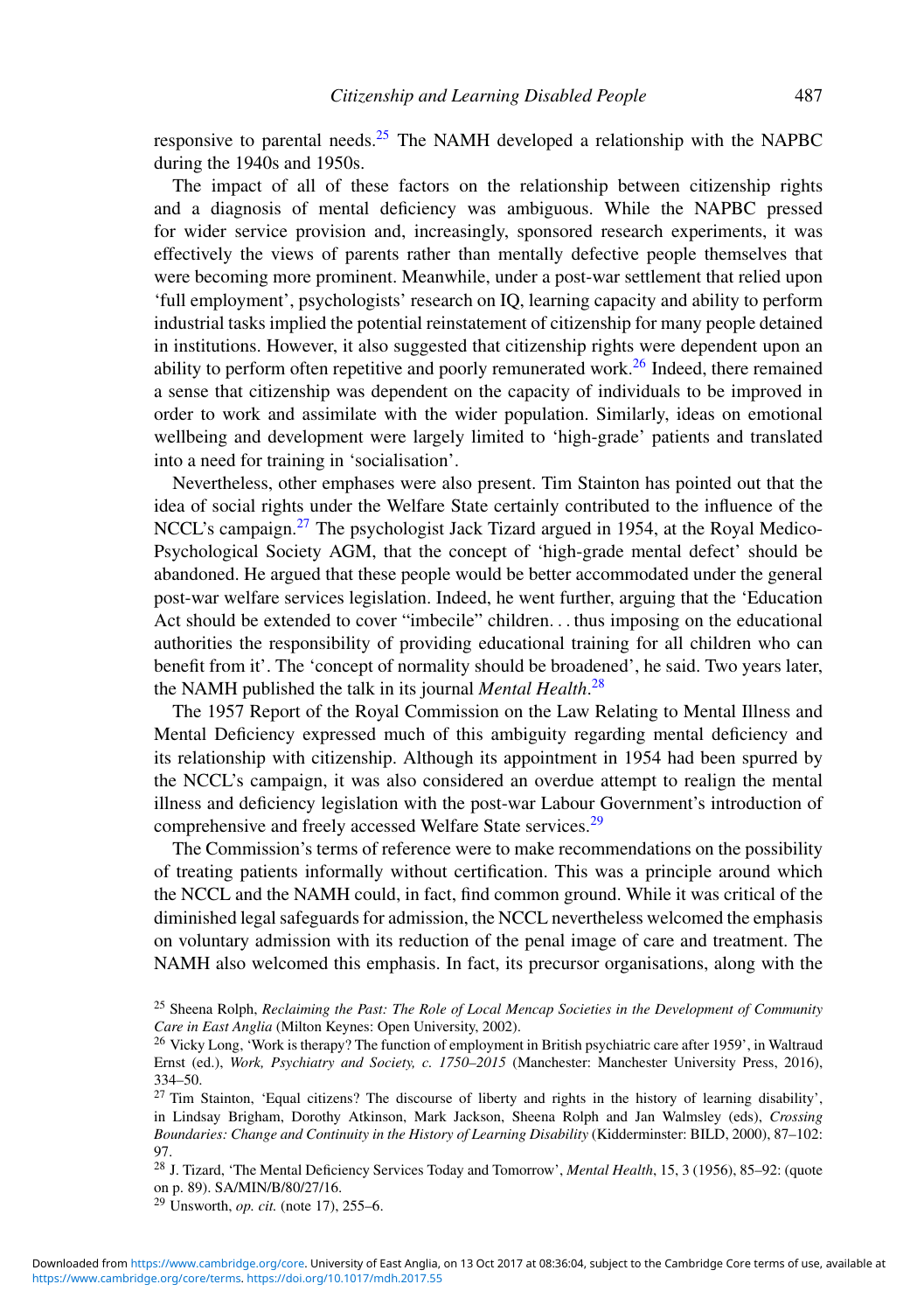responsive to parental needs.[25] The NAMH developed a relationship with the NAPBC during the 1940s and 1950s.

The impact of all of these factors on the relationship between citizenship rights and a diagnosis of mental deficiency was ambiguous. While the NAPBC pressed for wider service provision and, increasingly, sponsored research experiments, it was effectively the views of parents rather than mentally defective people themselves that were becoming more prominent. Meanwhile, under a post-war settlement that relied upon 'full employment', psychologists' research on IQ, learning capacity and ability to perform industrial tasks implied the potential reinstatement of citizenship for many people detained in institutions. However, it also suggested that citizenship rights were dependent upon an ability to perform often repetitive and poorly remunerated work.[26] Indeed, there remained a sense that citizenship was dependent on the capacity of individuals to be improved in order to work and assimilate with the wider population. Similarly, ideas on emotional wellbeing and development were largely limited to 'high-grade' patients and translated into a need for training in 'socialisation'.

Nevertheless, other emphases were also present. Tim Stainton has pointed out that the idea of social rights under the Welfare State certainly contributed to the influence of the NCCL's campaign.[27] The psychologist Jack Tizard argued in 1954, at the Royal Medico-Psychological Society AGM, that the concept of 'high-grade mental defect' should be abandoned. He argued that these people would be better accommodated under the general post-war welfare services legislation. Indeed, he went further, arguing that the 'Education Act should be extended to cover "imbecile" children. . . thus imposing on the educational authorities the responsibility of providing educational training for all children who can benefit from it'. The 'concept of normality should be broadened', he said. Two years later, the NAMH published the talk in its journal *Mental Health*.[28]

The 1957 Report of the Royal Commission on the Law Relating to Mental Illness and Mental Deficiency expressed much of this ambiguity regarding mental deficiency and its relationship with citizenship. Although its appointment in 1954 had been spurred by the NCCL's campaign, it was also considered an overdue attempt to realign the mental illness and deficiency legislation with the post-war Labour Government's introduction of comprehensive and freely accessed Welfare State services.[29]

The Commission's terms of reference were to make recommendations on the possibility of treating patients informally without certification. This was a principle around which the NCCL and the NAMH could, in fact, find common ground. While it was critical of the diminished legal safeguards for admission, the NCCL nevertheless welcomed the emphasis on voluntary admission with its reduction of the penal image of care and treatment. The NAMH also welcomed this emphasis. In fact, its precursor organisations, along with the

---

[25] Sheena Rolph, *Reclaiming the Past: The Role of Local Mencap Societies in the Development of Community Care in East Anglia* (Milton Keynes: Open University, 2002).

[26] Vicky Long, 'Work is therapy? The function of employment in British psychiatric care after 1959', in Waltraud Ernst (ed.), *Work, Psychiatry and Society, c. 1750–2015* (Manchester: Manchester University Press, 2016), 334–50.

[27] Tim Stainton, 'Equal citizens? The discourse of liberty and rights in the history of learning disability', in Lindsay Brigham, Dorothy Atkinson, Mark Jackson, Sheena Rolph and Jan Walmsley (eds), *Crossing Boundaries: Change and Continuity in the History of Learning Disability* (Kidderminster: BILD, 2000), 87–102: 97.

[28] J. Tizard, 'The Mental Deficiency Services Today and Tomorrow', *Mental Health*, 15, 3 (1956), 85–92: (quote on p. 89). SA/MIN/B/80/27/16.

[29] Unsworth, *op. cit.* (note 17), 255–6.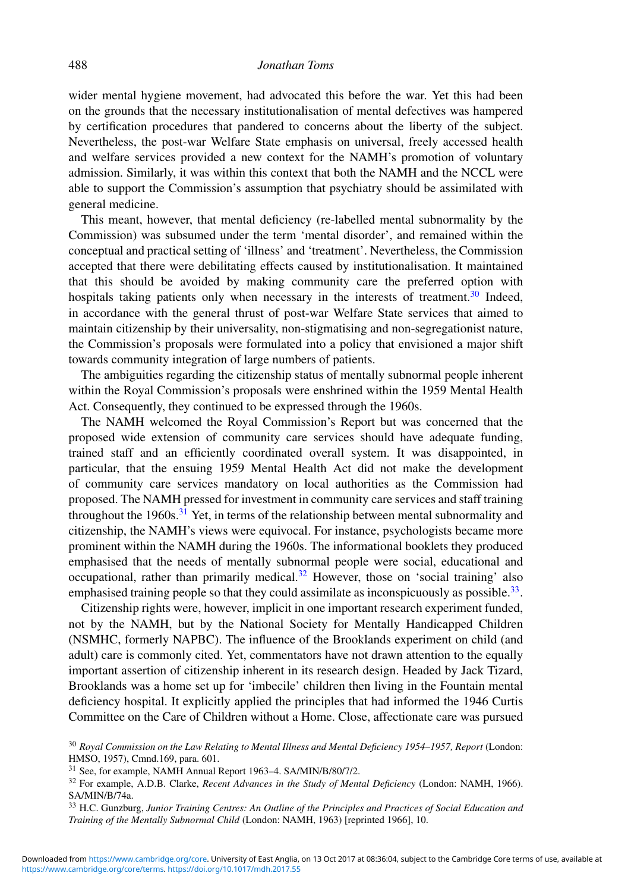wider mental hygiene movement, had advocated this before the war. Yet this had been on the grounds that the necessary institutionalisation of mental defectives was hampered by certification procedures that pandered to concerns about the liberty of the subject. Nevertheless, the post-war Welfare State emphasis on universal, freely accessed health and welfare services provided a new context for the NAMH's promotion of voluntary admission. Similarly, it was within this context that both the NAMH and the NCCL were able to support the Commission's assumption that psychiatry should be assimilated with general medicine.

This meant, however, that mental deficiency (re-labelled mental subnormality by the Commission) was subsumed under the term 'mental disorder', and remained within the conceptual and practical setting of 'illness' and 'treatment'. Nevertheless, the Commission accepted that there were debilitating effects caused by institutionalisation. It maintained that this should be avoided by making community care the preferred option with hospitals taking patients only when necessary in the interests of treatment.[30] Indeed, in accordance with the general thrust of post-war Welfare State services that aimed to maintain citizenship by their universality, non-stigmatising and non-segregationist nature, the Commission's proposals were formulated into a policy that envisioned a major shift towards community integration of large numbers of patients.

The ambiguities regarding the citizenship status of mentally subnormal people inherent within the Royal Commission's proposals were enshrined within the 1959 Mental Health Act. Consequently, they continued to be expressed through the 1960s.

The NAMH welcomed the Royal Commission's Report but was concerned that the proposed wide extension of community care services should have adequate funding, trained staff and an efficiently coordinated overall system. It was disappointed, in particular, that the ensuing 1959 Mental Health Act did not make the development of community care services mandatory on local authorities as the Commission had proposed. The NAMH pressed for investment in community care services and staff training throughout the 1960s.[31] Yet, in terms of the relationship between mental subnormality and citizenship, the NAMH's views were equivocal. For instance, psychologists became more prominent within the NAMH during the 1960s. The informational booklets they produced emphasised that the needs of mentally subnormal people were social, educational and occupational, rather than primarily medical.[32] However, those on 'social training' also emphasised training people so that they could assimilate as inconspicuously as possible.[33].

Citizenship rights were, however, implicit in one important research experiment funded, not by the NAMH, but by the National Society for Mentally Handicapped Children (NSMHC, formerly NAPBC). The influence of the Brooklands experiment on child (and adult) care is commonly cited. Yet, commentators have not drawn attention to the equally important assertion of citizenship inherent in its research design. Headed by Jack Tizard, Brooklands was a home set up for 'imbecile' children then living in the Fountain mental deficiency hospital. It explicitly applied the principles that had informed the 1946 Curtis Committee on the Care of Children without a Home. Close, affectionate care was pursued

[30] *Royal Commission on the Law Relating to Mental Illness and Mental Deficiency 1954–1957, Report* (London: HMSO, 1957), Cmnd.169, para. 601.

[31] See, for example, NAMH Annual Report 1963–4. SA/MIN/B/80/7/2.

[32] For example, A.D.B. Clarke, *Recent Advances in the Study of Mental Deficiency* (London: NAMH, 1966). SA/MIN/B/74a.

[33] H.C. Gunzburg, *Junior Training Centres: An Outline of the Principles and Practices of Social Education and Training of the Mentally Subnormal Child* (London: NAMH, 1963) [reprinted 1966], 10.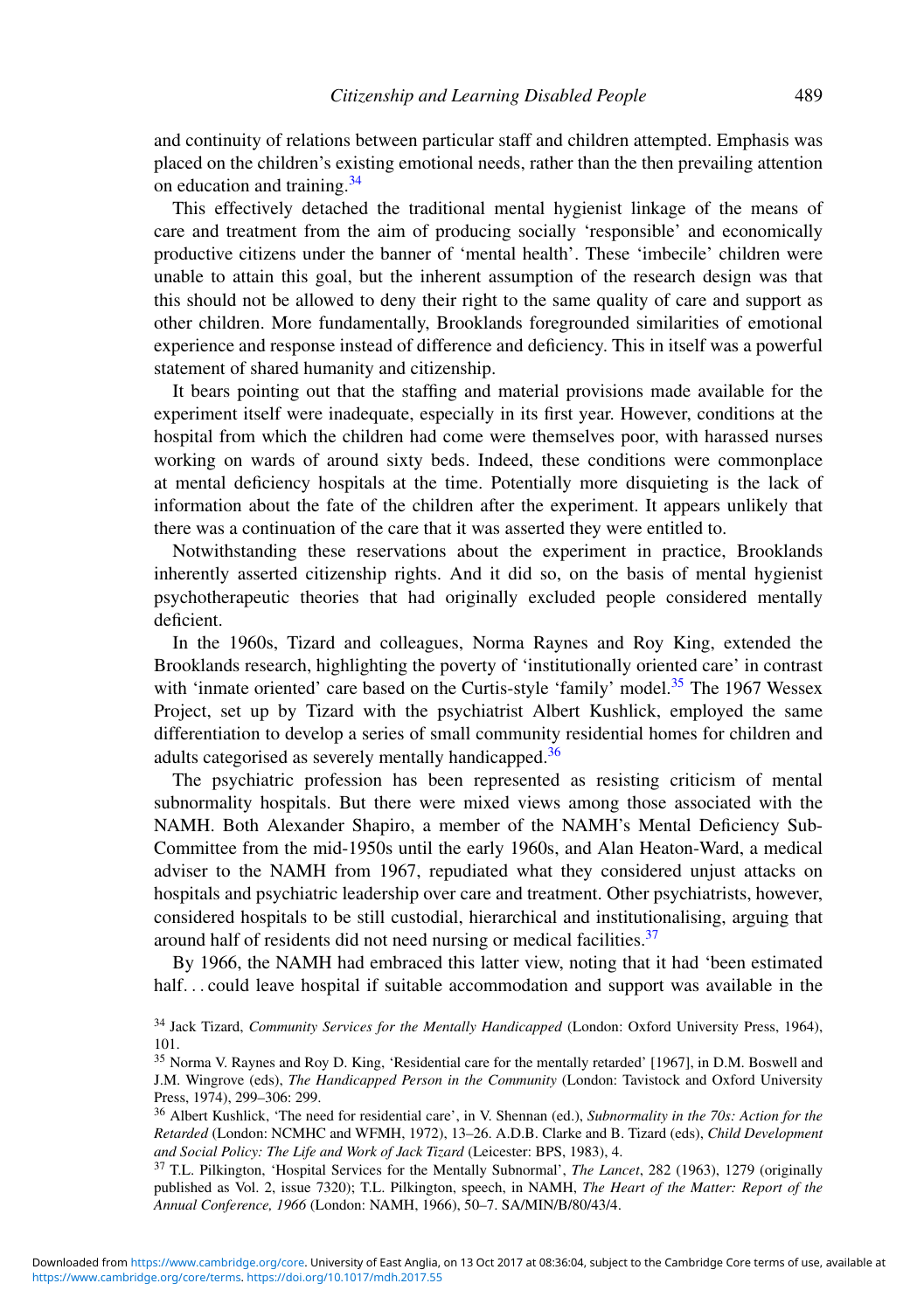and continuity of relations between particular staff and children attempted. Emphasis was placed on the children's existing emotional needs, rather than the then prevailing attention on education and training.[34]

This effectively detached the traditional mental hygienist linkage of the means of care and treatment from the aim of producing socially 'responsible' and economically productive citizens under the banner of 'mental health'. These 'imbecile' children were unable to attain this goal, but the inherent assumption of the research design was that this should not be allowed to deny their right to the same quality of care and support as other children. More fundamentally, Brooklands foregrounded similarities of emotional experience and response instead of difference and deficiency. This in itself was a powerful statement of shared humanity and citizenship.

It bears pointing out that the staffing and material provisions made available for the experiment itself were inadequate, especially in its first year. However, conditions at the hospital from which the children had come were themselves poor, with harassed nurses working on wards of around sixty beds. Indeed, these conditions were commonplace at mental deficiency hospitals at the time. Potentially more disquieting is the lack of information about the fate of the children after the experiment. It appears unlikely that there was a continuation of the care that it was asserted they were entitled to.

Notwithstanding these reservations about the experiment in practice, Brooklands inherently asserted citizenship rights. And it did so, on the basis of mental hygienist psychotherapeutic theories that had originally excluded people considered mentally deficient.

In the 1960s, Tizard and colleagues, Norma Raynes and Roy King, extended the Brooklands research, highlighting the poverty of 'institutionally oriented care' in contrast with 'inmate oriented' care based on the Curtis-style 'family' model.[35] The 1967 Wessex Project, set up by Tizard with the psychiatrist Albert Kushlick, employed the same differentiation to develop a series of small community residential homes for children and adults categorised as severely mentally handicapped.[36]

The psychiatric profession has been represented as resisting criticism of mental subnormality hospitals. But there were mixed views among those associated with the NAMH. Both Alexander Shapiro, a member of the NAMH's Mental Deficiency Sub-Committee from the mid-1950s until the early 1960s, and Alan Heaton-Ward, a medical adviser to the NAMH from 1967, repudiated what they considered unjust attacks on hospitals and psychiatric leadership over care and treatment. Other psychiatrists, however, considered hospitals to be still custodial, hierarchical and institutionalising, arguing that around half of residents did not need nursing or medical facilities.[37]

By 1966, the NAMH had embraced this latter view, noting that it had 'been estimated half. . . could leave hospital if suitable accommodation and support was available in the

---

[34] Jack Tizard, *Community Services for the Mentally Handicapped* (London: Oxford University Press, 1964), 101.

[35] Norma V. Raynes and Roy D. King, 'Residential care for the mentally retarded' [1967], in D.M. Boswell and J.M. Wingrove (eds), *The Handicapped Person in the Community* (London: Tavistock and Oxford University Press, 1974), 299–306: 299.

[36] Albert Kushlick, 'The need for residential care', in V. Shennan (ed.), *Subnormality in the 70s: Action for the Retarded* (London: NCMHC and WFMH, 1972), 13–26. A.D.B. Clarke and B. Tizard (eds), *Child Development and Social Policy: The Life and Work of Jack Tizard* (Leicester: BPS, 1983), 4.

[37] T.L. Pilkington, 'Hospital Services for the Mentally Subnormal', *The Lancet*, 282 (1963), 1279 (originally published as Vol. 2, issue 7320); T.L. Pilkington, speech, in NAMH, *The Heart of the Matter: Report of the Annual Conference, 1966* (London: NAMH, 1966), 50–7. SA/MIN/B/80/43/4.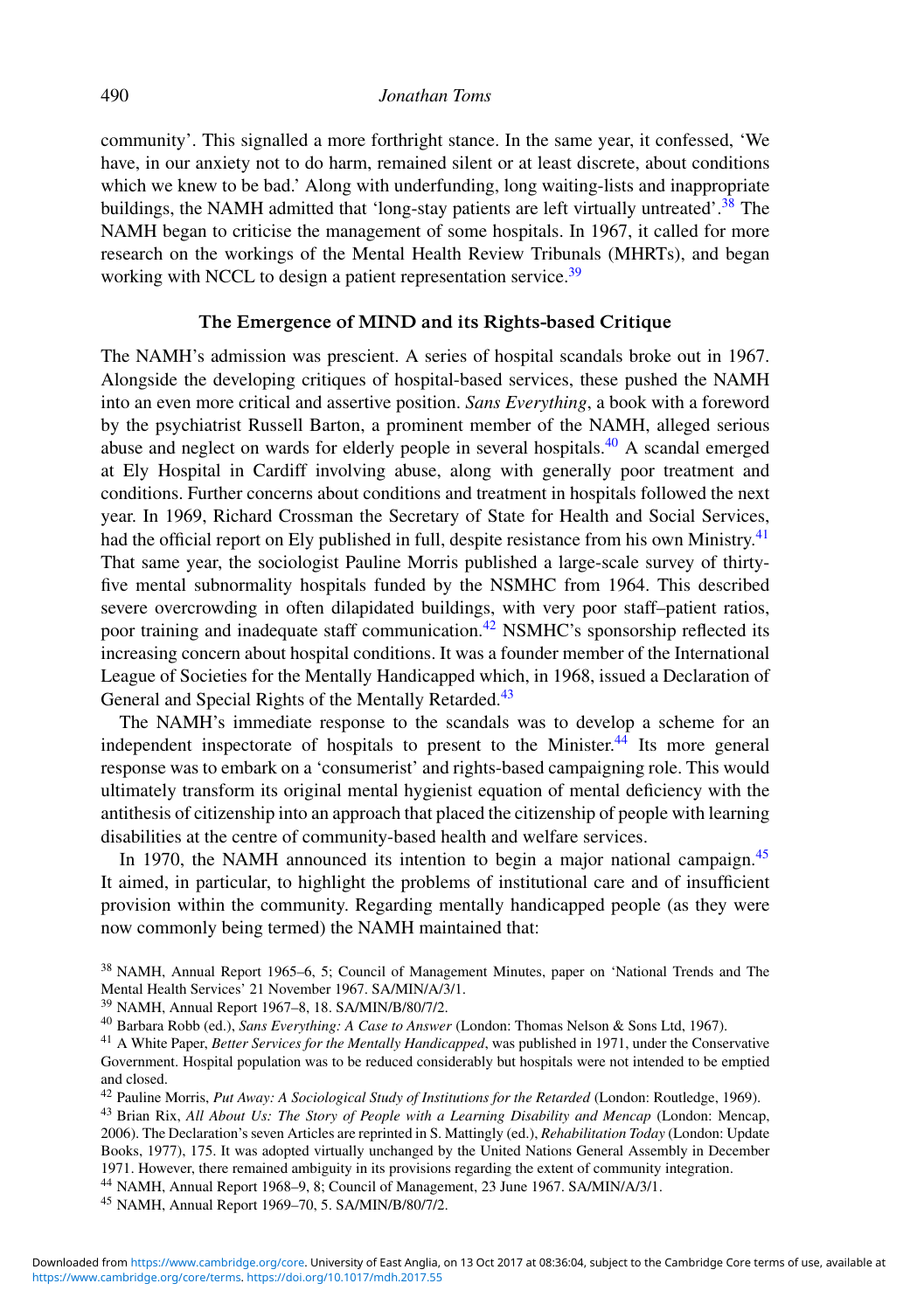community'. This signalled a more forthright stance. In the same year, it confessed, 'We have, in our anxiety not to do harm, remained silent or at least discrete, about conditions which we knew to be bad.' Along with underfunding, long waiting-lists and inappropriate buildings, the NAMH admitted that 'long-stay patients are left virtually untreated'.[38] The NAMH began to criticise the management of some hospitals. In 1967, it called for more research on the workings of the Mental Health Review Tribunals (MHRTs), and began working with NCCL to design a patient representation service.[39]

## The Emergence of MIND and its Rights-based Critique

The NAMH's admission was prescient. A series of hospital scandals broke out in 1967. Alongside the developing critiques of hospital-based services, these pushed the NAMH into an even more critical and assertive position. *Sans Everything*, a book with a foreword by the psychiatrist Russell Barton, a prominent member of the NAMH, alleged serious abuse and neglect on wards for elderly people in several hospitals.[40] A scandal emerged at Ely Hospital in Cardiff involving abuse, along with generally poor treatment and conditions. Further concerns about conditions and treatment in hospitals followed the next year. In 1969, Richard Crossman the Secretary of State for Health and Social Services, had the official report on Ely published in full, despite resistance from his own Ministry.[41] That same year, the sociologist Pauline Morris published a large-scale survey of thirty-five mental subnormality hospitals funded by the NSMHC from 1964. This described severe overcrowding in often dilapidated buildings, with very poor staff–patient ratios, poor training and inadequate staff communication.[42] NSMHC's sponsorship reflected its increasing concern about hospital conditions. It was a founder member of the International League of Societies for the Mentally Handicapped which, in 1968, issued a Declaration of General and Special Rights of the Mentally Retarded.[43]

The NAMH's immediate response to the scandals was to develop a scheme for an independent inspectorate of hospitals to present to the Minister.[44] Its more general response was to embark on a 'consumerist' and rights-based campaigning role. This would ultimately transform its original mental hygienist equation of mental deficiency with the antithesis of citizenship into an approach that placed the citizenship of people with learning disabilities at the centre of community-based health and welfare services.

In 1970, the NAMH announced its intention to begin a major national campaign.[45] It aimed, in particular, to highlight the problems of institutional care and of insufficient provision within the community. Regarding mentally handicapped people (as they were now commonly being termed) the NAMH maintained that:

---

[38] NAMH, Annual Report 1965–6, 5; Council of Management Minutes, paper on 'National Trends and The Mental Health Services' 21 November 1967. SA/MIN/A/3/1.

[39] NAMH, Annual Report 1967–8, 18. SA/MIN/B/80/7/2.

[40] Barbara Robb (ed.), *Sans Everything: A Case to Answer* (London: Thomas Nelson & Sons Ltd, 1967).

[41] A White Paper, *Better Services for the Mentally Handicapped*, was published in 1971, under the Conservative Government. Hospital population was to be reduced considerably but hospitals were not intended to be emptied and closed.

[42] Pauline Morris, *Put Away: A Sociological Study of Institutions for the Retarded* (London: Routledge, 1969).

[43] Brian Rix, *All About Us: The Story of People with a Learning Disability and Mencap* (London: Mencap, 2006). The Declaration's seven Articles are reprinted in S. Mattingly (ed.), *Rehabilitation Today* (London: Update Books, 1977), 175. It was adopted virtually unchanged by the United Nations General Assembly in December 1971. However, there remained ambiguity in its provisions regarding the extent of community integration.

[44] NAMH, Annual Report 1968–9, 8; Council of Management, 23 June 1967. SA/MIN/A/3/1.

[45] NAMH, Annual Report 1969–70, 5. SA/MIN/B/80/7/2.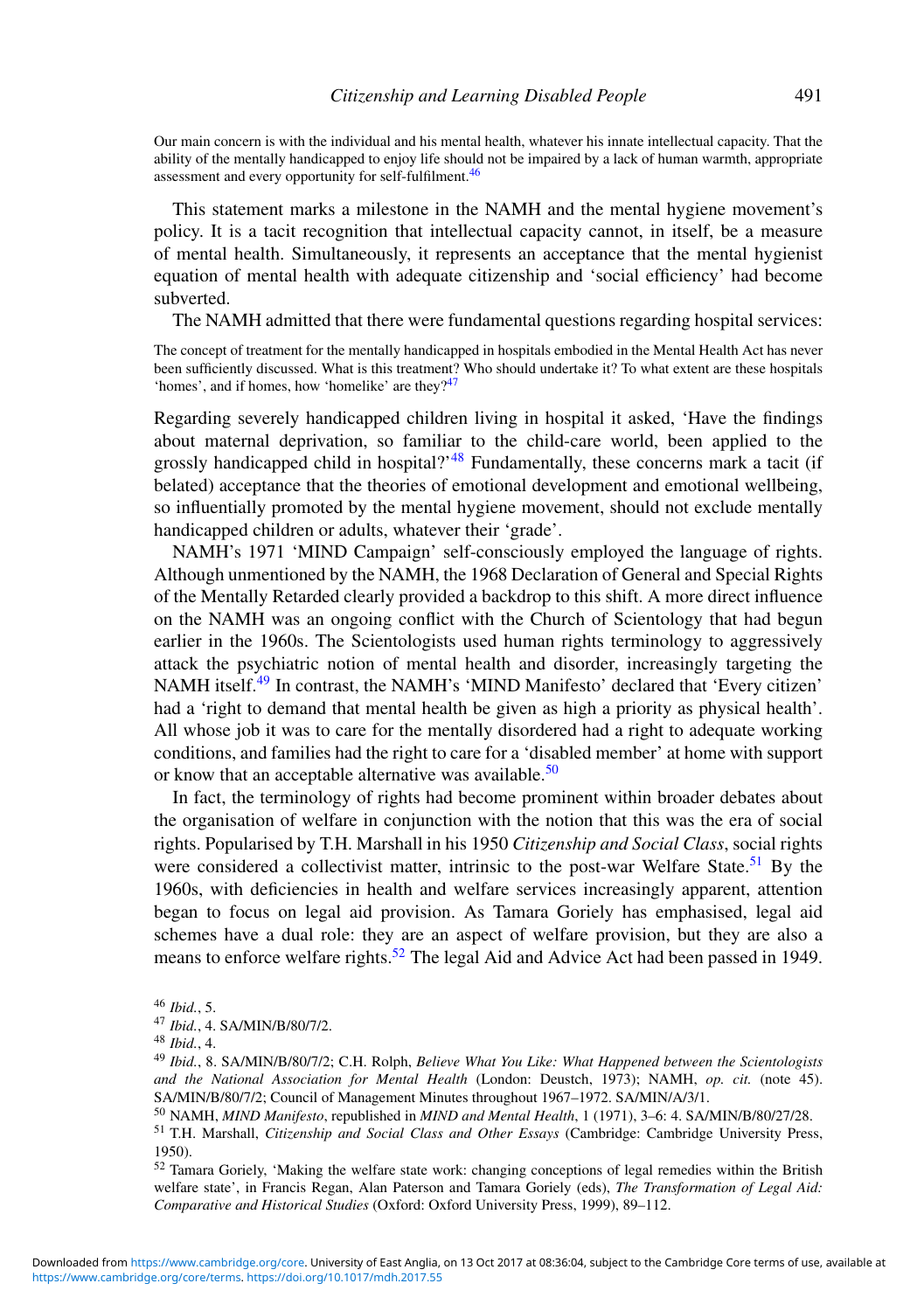> Our main concern is with the individual and his mental health, whatever his innate intellectual capacity. That the ability of the mentally handicapped to enjoy life should not be impaired by a lack of human warmth, appropriate assessment and every opportunity for self-fulfilment.[46]

This statement marks a milestone in the NAMH and the mental hygiene movement's policy. It is a tacit recognition that intellectual capacity cannot, in itself, be a measure of mental health. Simultaneously, it represents an acceptance that the mental hygienist equation of mental health with adequate citizenship and 'social efficiency' had become subverted.

The NAMH admitted that there were fundamental questions regarding hospital services:

> The concept of treatment for the mentally handicapped in hospitals embodied in the Mental Health Act has never been sufficiently discussed. What is this treatment? Who should undertake it? To what extent are these hospitals 'homes', and if homes, how 'homelike' are they?[47]

Regarding severely handicapped children living in hospital it asked, 'Have the findings about maternal deprivation, so familiar to the child-care world, been applied to the grossly handicapped child in hospital?'[48] Fundamentally, these concerns mark a tacit (if belated) acceptance that the theories of emotional development and emotional wellbeing, so influentially promoted by the mental hygiene movement, should not exclude mentally handicapped children or adults, whatever their 'grade'.

NAMH's 1971 'MIND Campaign' self-consciously employed the language of rights. Although unmentioned by the NAMH, the 1968 Declaration of General and Special Rights of the Mentally Retarded clearly provided a backdrop to this shift. A more direct influence on the NAMH was an ongoing conflict with the Church of Scientology that had begun earlier in the 1960s. The Scientologists used human rights terminology to aggressively attack the psychiatric notion of mental health and disorder, increasingly targeting the NAMH itself.[49] In contrast, the NAMH's 'MIND Manifesto' declared that 'Every citizen' had a 'right to demand that mental health be given as high a priority as physical health'. All whose job it was to care for the mentally disordered had a right to adequate working conditions, and families had the right to care for a 'disabled member' at home with support or know that an acceptable alternative was available.[50]

In fact, the terminology of rights had become prominent within broader debates about the organisation of welfare in conjunction with the notion that this was the era of social rights. Popularised by T.H. Marshall in his 1950 *Citizenship and Social Class*, social rights were considered a collectivist matter, intrinsic to the post-war Welfare State.[51] By the 1960s, with deficiencies in health and welfare services increasingly apparent, attention began to focus on legal aid provision. As Tamara Goriely has emphasised, legal aid schemes have a dual role: they are an aspect of welfare provision, but they are also a means to enforce welfare rights.[52] The legal Aid and Advice Act had been passed in 1949.

---

[46] *Ibid.*, 5.

[47] *Ibid.*, 4. SA/MIN/B/80/7/2.

[48] *Ibid.*, 4.

[49] *Ibid.*, 8. SA/MIN/B/80/7/2; C.H. Rolph, *Believe What You Like: What Happened between the Scientologists and the National Association for Mental Health* (London: Deustch, 1973); NAMH, *op. cit.* (note 45). SA/MIN/B/80/7/2; Council of Management Minutes throughout 1967–1972. SA/MIN/A/3/1.

[50] NAMH, *MIND Manifesto*, republished in *MIND and Mental Health*, 1 (1971), 3–6: 4. SA/MIN/B/80/27/28.

[51] T.H. Marshall, *Citizenship and Social Class and Other Essays* (Cambridge: Cambridge University Press, 1950).

[52] Tamara Goriely, 'Making the welfare state work: changing conceptions of legal remedies within the British welfare state', in Francis Regan, Alan Paterson and Tamara Goriely (eds), *The Transformation of Legal Aid: Comparative and Historical Studies* (Oxford: Oxford University Press, 1999), 89–112.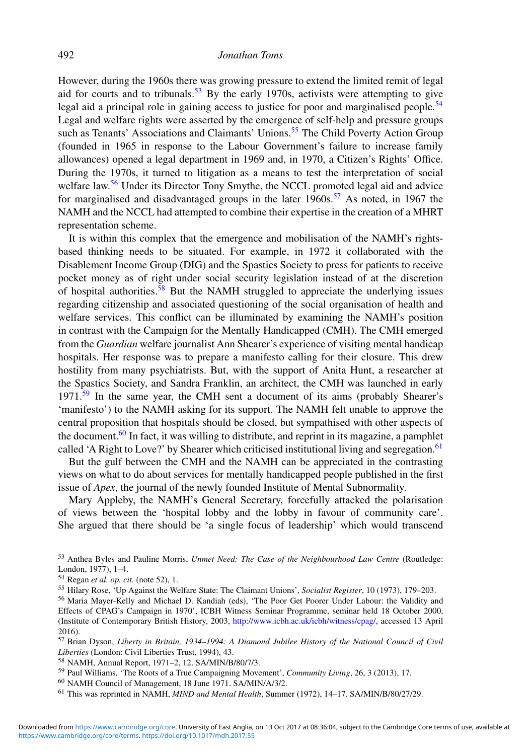However, during the 1960s there was growing pressure to extend the limited remit of legal aid for courts and to tribunals.[53] By the early 1970s, activists were attempting to give legal aid a principal role in gaining access to justice for poor and marginalised people.[54] Legal and welfare rights were asserted by the emergence of self-help and pressure groups such as Tenants' Associations and Claimants' Unions.[55] The Child Poverty Action Group (founded in 1965 in response to the Labour Government's failure to increase family allowances) opened a legal department in 1969 and, in 1970, a Citizen's Rights' Office. During the 1970s, it turned to litigation as a means to test the interpretation of social welfare law.[56] Under its Director Tony Smythe, the NCCL promoted legal aid and advice for marginalised and disadvantaged groups in the later 1960s.[57] As noted, in 1967 the NAMH and the NCCL had attempted to combine their expertise in the creation of a MHRT representation scheme.

It is within this complex that the emergence and mobilisation of the NAMH's rights-based thinking needs to be situated. For example, in 1972 it collaborated with the Disablement Income Group (DIG) and the Spastics Society to press for patients to receive pocket money as of right under social security legislation instead of at the discretion of hospital authorities.[58] But the NAMH struggled to appreciate the underlying issues regarding citizenship and associated questioning of the social organisation of health and welfare services. This conflict can be illuminated by examining the NAMH's position in contrast with the Campaign for the Mentally Handicapped (CMH). The CMH emerged from the *Guardian* welfare journalist Ann Shearer's experience of visiting mental handicap hospitals. Her response was to prepare a manifesto calling for their closure. This drew hostility from many psychiatrists. But, with the support of Anita Hunt, a researcher at the Spastics Society, and Sandra Franklin, an architect, the CMH was launched in early 1971.[59] In the same year, the CMH sent a document of its aims (probably Shearer's 'manifesto') to the NAMH asking for its support. The NAMH felt unable to approve the central proposition that hospitals should be closed, but sympathised with other aspects of the document.[60] In fact, it was willing to distribute, and reprint in its magazine, a pamphlet called 'A Right to Love?' by Shearer which criticised institutional living and segregation.[61]

But the gulf between the CMH and the NAMH can be appreciated in the contrasting views on what to do about services for mentally handicapped people published in the first issue of *Apex*, the journal of the newly founded Institute of Mental Subnormality.

Mary Appleby, the NAMH's General Secretary, forcefully attacked the polarisation of views between the 'hospital lobby and the lobby in favour of community care'. She argued that there should be 'a single focus of leadership' which would transcend

---

[53] Anthea Byles and Pauline Morris, *Unmet Need: The Case of the Neighbourhood Law Centre* (Routledge: London, 1977), 1–4.

[54] Regan *et al. op. cit.* (note 52), 1.

[55] Hilary Rose, 'Up Against the Welfare State: The Claimant Unions', *Socialist Register*, 10 (1973), 179–203.

[56] Maria Mayer-Kelly and Michael D. Kandiah (eds), 'The Poor Get Poorer Under Labour: the Validity and Effects of CPAG's Campaign in 1970', ICBH Witness Seminar Programme, seminar held 18 October 2000, (Institute of Contemporary British History, 2003, http://www.icbh.ac.uk/icbh/witness/cpag/, accessed 13 April 2016).

[57] Brian Dyson, *Liberty in Britain, 1934–1994: A Diamond Jubilee History of the National Council of Civil Liberties* (London: Civil Liberties Trust, 1994), 43.

[58] NAMH, Annual Report, 1971–2, 12. SA/MIN/B/80/7/3.

[59] Paul Williams, 'The Roots of a True Campaigning Movement', *Community Living*, 26, 3 (2013), 17.

[60] NAMH Council of Management, 18 June 1971. SA/MIN/A/3/2.

[61] This was reprinted in NAMH, *MIND and Mental Health*, Summer (1972), 14–17. SA/MIN/B/80/27/29.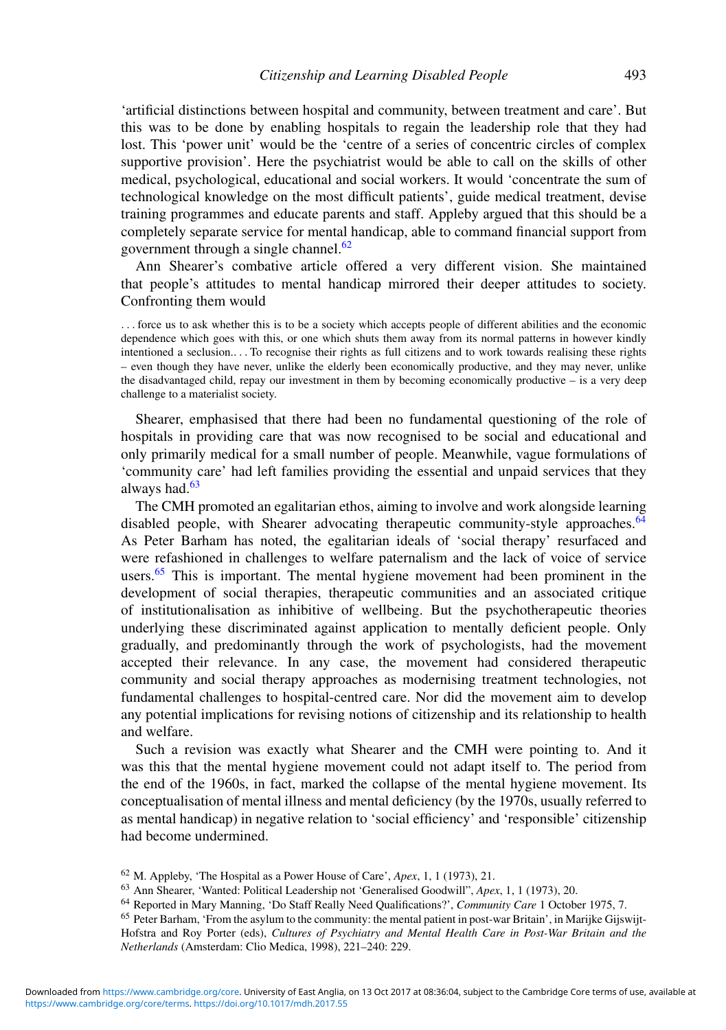'artificial distinctions between hospital and community, between treatment and care'. But this was to be done by enabling hospitals to regain the leadership role that they had lost. This 'power unit' would be the 'centre of a series of concentric circles of complex supportive provision'. Here the psychiatrist would be able to call on the skills of other medical, psychological, educational and social workers. It would 'concentrate the sum of technological knowledge on the most difficult patients', guide medical treatment, devise training programmes and educate parents and staff. Appleby argued that this should be a completely separate service for mental handicap, able to command financial support from government through a single channel.[62]

Ann Shearer's combative article offered a very different vision. She maintained that people's attitudes to mental handicap mirrored their deeper attitudes to society. Confronting them would

> . . . force us to ask whether this is to be a society which accepts people of different abilities and the economic dependence which goes with this, or one which shuts them away from its normal patterns in however kindly intentioned a seclusion.. . . To recognise their rights as full citizens and to work towards realising these rights – even though they have never, unlike the elderly been economically productive, and they may never, unlike the disadvantaged child, repay our investment in them by becoming economically productive – is a very deep challenge to a materialist society.

Shearer, emphasised that there had been no fundamental questioning of the role of hospitals in providing care that was now recognised to be social and educational and only primarily medical for a small number of people. Meanwhile, vague formulations of 'community care' had left families providing the essential and unpaid services that they always had.[63]

The CMH promoted an egalitarian ethos, aiming to involve and work alongside learning disabled people, with Shearer advocating therapeutic community-style approaches.[64] As Peter Barham has noted, the egalitarian ideals of 'social therapy' resurfaced and were refashioned in challenges to welfare paternalism and the lack of voice of service users.[65] This is important. The mental hygiene movement had been prominent in the development of social therapies, therapeutic communities and an associated critique of institutionalisation as inhibitive of wellbeing. But the psychotherapeutic theories underlying these discriminated against application to mentally deficient people. Only gradually, and predominantly through the work of psychologists, had the movement accepted their relevance. In any case, the movement had considered therapeutic community and social therapy approaches as modernising treatment technologies, not fundamental challenges to hospital-centred care. Nor did the movement aim to develop any potential implications for revising notions of citizenship and its relationship to health and welfare.

Such a revision was exactly what Shearer and the CMH were pointing to. And it was this that the mental hygiene movement could not adapt itself to. The period from the end of the 1960s, in fact, marked the collapse of the mental hygiene movement. Its conceptualisation of mental illness and mental deficiency (by the 1970s, usually referred to as mental handicap) in negative relation to 'social efficiency' and 'responsible' citizenship had become undermined.

[62] M. Appleby, 'The Hospital as a Power House of Care', *Apex*, 1, 1 (1973), 21.

[63] Ann Shearer, 'Wanted: Political Leadership not 'Generalised Goodwill'', *Apex*, 1, 1 (1973), 20.

[64] Reported in Mary Manning, 'Do Staff Really Need Qualifications?', *Community Care* 1 October 1975, 7.

[65] Peter Barham, 'From the asylum to the community: the mental patient in post-war Britain', in Marijke Gijswijt-Hofstra and Roy Porter (eds), *Cultures of Psychiatry and Mental Health Care in Post-War Britain and the Netherlands* (Amsterdam: Clio Medica, 1998), 221–240: 229.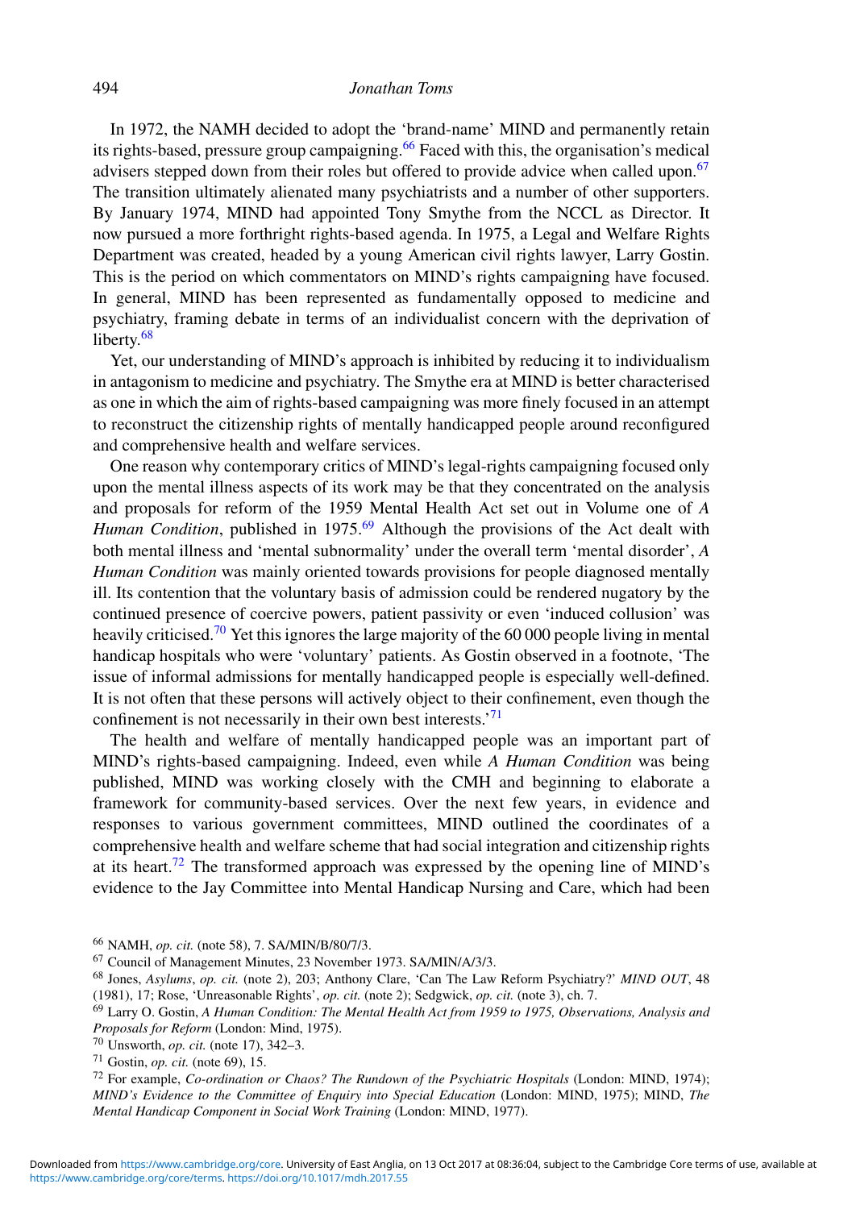In 1972, the NAMH decided to adopt the 'brand-name' MIND and permanently retain its rights-based, pressure group campaigning.[66] Faced with this, the organisation's medical advisers stepped down from their roles but offered to provide advice when called upon.[67] The transition ultimately alienated many psychiatrists and a number of other supporters. By January 1974, MIND had appointed Tony Smythe from the NCCL as Director. It now pursued a more forthright rights-based agenda. In 1975, a Legal and Welfare Rights Department was created, headed by a young American civil rights lawyer, Larry Gostin. This is the period on which commentators on MIND's rights campaigning have focused. In general, MIND has been represented as fundamentally opposed to medicine and psychiatry, framing debate in terms of an individualist concern with the deprivation of liberty.[68]

Yet, our understanding of MIND's approach is inhibited by reducing it to individualism in antagonism to medicine and psychiatry. The Smythe era at MIND is better characterised as one in which the aim of rights-based campaigning was more finely focused in an attempt to reconstruct the citizenship rights of mentally handicapped people around reconfigured and comprehensive health and welfare services.

One reason why contemporary critics of MIND's legal-rights campaigning focused only upon the mental illness aspects of its work may be that they concentrated on the analysis and proposals for reform of the 1959 Mental Health Act set out in Volume one of *A Human Condition*, published in 1975.[69] Although the provisions of the Act dealt with both mental illness and 'mental subnormality' under the overall term 'mental disorder', *A Human Condition* was mainly oriented towards provisions for people diagnosed mentally ill. Its contention that the voluntary basis of admission could be rendered nugatory by the continued presence of coercive powers, patient passivity or even 'induced collusion' was heavily criticised.[70] Yet this ignores the large majority of the 60 000 people living in mental handicap hospitals who were 'voluntary' patients. As Gostin observed in a footnote, 'The issue of informal admissions for mentally handicapped people is especially well-defined. It is not often that these persons will actively object to their confinement, even though the confinement is not necessarily in their own best interests.'[71]

The health and welfare of mentally handicapped people was an important part of MIND's rights-based campaigning. Indeed, even while *A Human Condition* was being published, MIND was working closely with the CMH and beginning to elaborate a framework for community-based services. Over the next few years, in evidence and responses to various government committees, MIND outlined the coordinates of a comprehensive health and welfare scheme that had social integration and citizenship rights at its heart.[72] The transformed approach was expressed by the opening line of MIND's evidence to the Jay Committee into Mental Handicap Nursing and Care, which had been

---

[66] NAMH, *op. cit.* (note 58), 7. SA/MIN/B/80/7/3.

[67] Council of Management Minutes, 23 November 1973. SA/MIN/A/3/3.

[68] Jones, *Asylums*, *op. cit.* (note 2), 203; Anthony Clare, 'Can The Law Reform Psychiatry?' *MIND OUT*, 48 (1981), 17; Rose, 'Unreasonable Rights', *op. cit.* (note 2); Sedgwick, *op. cit.* (note 3), ch. 7.

[69] Larry O. Gostin, *A Human Condition: The Mental Health Act from 1959 to 1975, Observations, Analysis and Proposals for Reform* (London: Mind, 1975).

[70] Unsworth, *op. cit.* (note 17), 342–3.

[71] Gostin, *op. cit.* (note 69), 15.

[72] For example, *Co-ordination or Chaos? The Rundown of the Psychiatric Hospitals* (London: MIND, 1974); *MIND's Evidence to the Committee of Enquiry into Special Education* (London: MIND, 1975); MIND, *The Mental Handicap Component in Social Work Training* (London: MIND, 1977).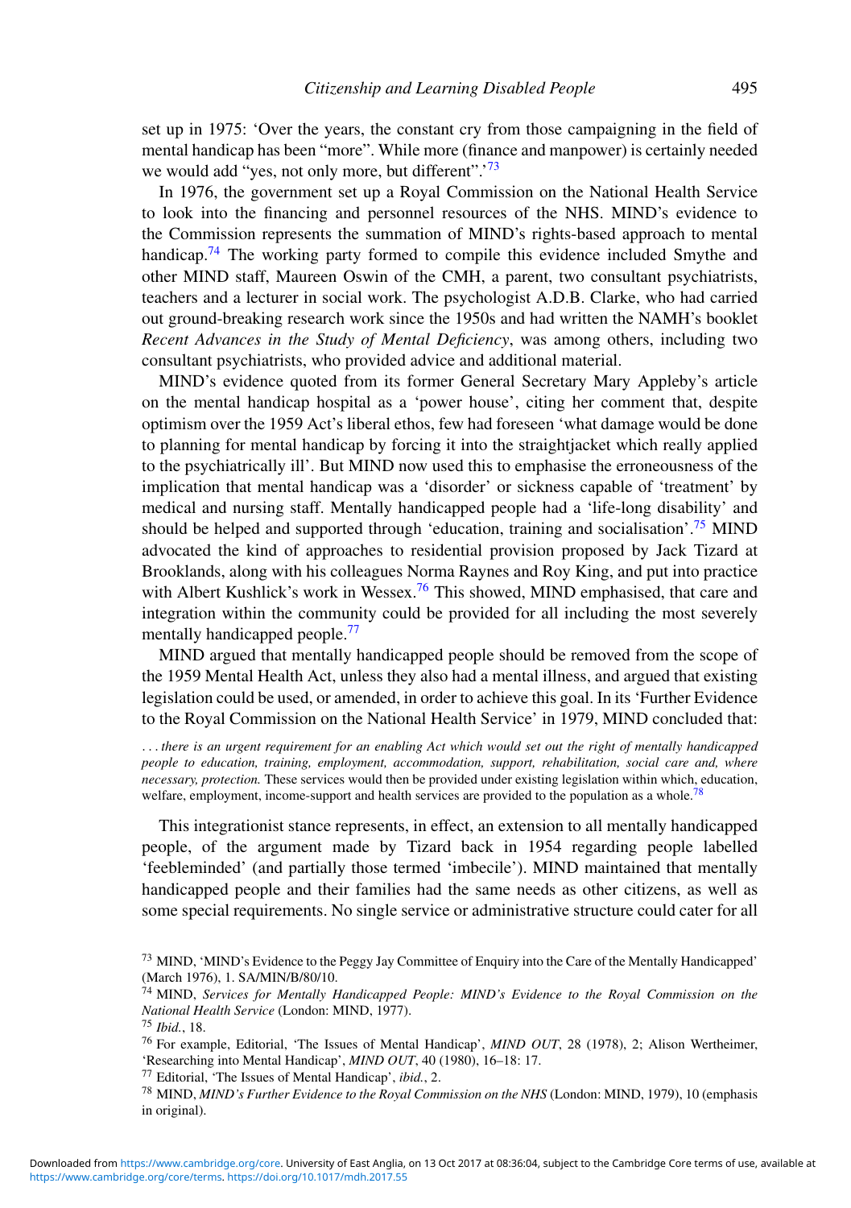set up in 1975: 'Over the years, the constant cry from those campaigning in the field of mental handicap has been "more". While more (finance and manpower) is certainly needed we would add "yes, not only more, but different".'[73]

In 1976, the government set up a Royal Commission on the National Health Service to look into the financing and personnel resources of the NHS. MIND's evidence to the Commission represents the summation of MIND's rights-based approach to mental handicap.[74] The working party formed to compile this evidence included Smythe and other MIND staff, Maureen Oswin of the CMH, a parent, two consultant psychiatrists, teachers and a lecturer in social work. The psychologist A.D.B. Clarke, who had carried out ground-breaking research work since the 1950s and had written the NAMH's booklet *Recent Advances in the Study of Mental Deficiency*, was among others, including two consultant psychiatrists, who provided advice and additional material.

MIND's evidence quoted from its former General Secretary Mary Appleby's article on the mental handicap hospital as a 'power house', citing her comment that, despite optimism over the 1959 Act's liberal ethos, few had foreseen 'what damage would be done to planning for mental handicap by forcing it into the straightjacket which really applied to the psychiatrically ill'. But MIND now used this to emphasise the erroneousness of the implication that mental handicap was a 'disorder' or sickness capable of 'treatment' by medical and nursing staff. Mentally handicapped people had a 'life-long disability' and should be helped and supported through 'education, training and socialisation'.[75] MIND advocated the kind of approaches to residential provision proposed by Jack Tizard at Brooklands, along with his colleagues Norma Raynes and Roy King, and put into practice with Albert Kushlick's work in Wessex.[76] This showed, MIND emphasised, that care and integration within the community could be provided for all including the most severely mentally handicapped people.[77]

MIND argued that mentally handicapped people should be removed from the scope of the 1959 Mental Health Act, unless they also had a mental illness, and argued that existing legislation could be used, or amended, in order to achieve this goal. In its 'Further Evidence to the Royal Commission on the National Health Service' in 1979, MIND concluded that:

> ... *there is an urgent requirement for an enabling Act which would set out the right of mentally handicapped people to education, training, employment, accommodation, support, rehabilitation, social care and, where necessary, protection.* These services would then be provided under existing legislation within which, education, welfare, employment, income-support and health services are provided to the population as a whole.[78]

This integrationist stance represents, in effect, an extension to all mentally handicapped people, of the argument made by Tizard back in 1954 regarding people labelled 'feebleminded' (and partially those termed 'imbecile'). MIND maintained that mentally handicapped people and their families had the same needs as other citizens, as well as some special requirements. No single service or administrative structure could cater for all

[73] MIND, 'MIND's Evidence to the Peggy Jay Committee of Enquiry into the Care of the Mentally Handicapped' (March 1976), 1. SA/MIN/B/80/10.

[74] MIND, *Services for Mentally Handicapped People: MIND's Evidence to the Royal Commission on the National Health Service* (London: MIND, 1977).

[75] *Ibid.*, 18.

[76] For example, Editorial, 'The Issues of Mental Handicap', *MIND OUT*, 28 (1978), 2; Alison Wertheimer, 'Researching into Mental Handicap', *MIND OUT*, 40 (1980), 16–18: 17.

[77] Editorial, 'The Issues of Mental Handicap', *ibid.*, 2.

[78] MIND, *MIND's Further Evidence to the Royal Commission on the NHS* (London: MIND, 1979), 10 (emphasis in original).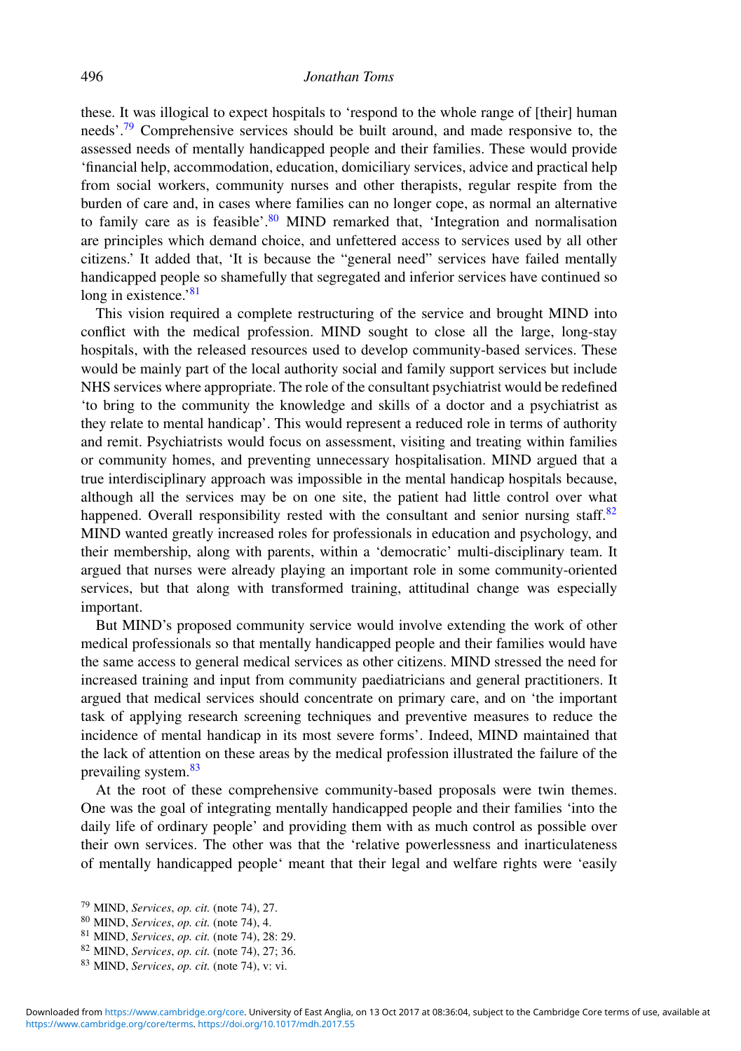these. It was illogical to expect hospitals to 'respond to the whole range of [their] human needs'.[79] Comprehensive services should be built around, and made responsive to, the assessed needs of mentally handicapped people and their families. These would provide 'financial help, accommodation, education, domiciliary services, advice and practical help from social workers, community nurses and other therapists, regular respite from the burden of care and, in cases where families can no longer cope, as normal an alternative to family care as is feasible'.[80] MIND remarked that, 'Integration and normalisation are principles which demand choice, and unfettered access to services used by all other citizens.' It added that, 'It is because the "general need" services have failed mentally handicapped people so shamefully that segregated and inferior services have continued so long in existence.'[81]

This vision required a complete restructuring of the service and brought MIND into conflict with the medical profession. MIND sought to close all the large, long-stay hospitals, with the released resources used to develop community-based services. These would be mainly part of the local authority social and family support services but include NHS services where appropriate. The role of the consultant psychiatrist would be redefined 'to bring to the community the knowledge and skills of a doctor and a psychiatrist as they relate to mental handicap'. This would represent a reduced role in terms of authority and remit. Psychiatrists would focus on assessment, visiting and treating within families or community homes, and preventing unnecessary hospitalisation. MIND argued that a true interdisciplinary approach was impossible in the mental handicap hospitals because, although all the services may be on one site, the patient had little control over what happened. Overall responsibility rested with the consultant and senior nursing staff.[82] MIND wanted greatly increased roles for professionals in education and psychology, and their membership, along with parents, within a 'democratic' multi-disciplinary team. It argued that nurses were already playing an important role in some community-oriented services, but that along with transformed training, attitudinal change was especially important.

But MIND's proposed community service would involve extending the work of other medical professionals so that mentally handicapped people and their families would have the same access to general medical services as other citizens. MIND stressed the need for increased training and input from community paediatricians and general practitioners. It argued that medical services should concentrate on primary care, and on 'the important task of applying research screening techniques and preventive measures to reduce the incidence of mental handicap in its most severe forms'. Indeed, MIND maintained that the lack of attention on these areas by the medical profession illustrated the failure of the prevailing system.[83]

At the root of these comprehensive community-based proposals were twin themes. One was the goal of integrating mentally handicapped people and their families 'into the daily life of ordinary people' and providing them with as much control as possible over their own services. The other was that the 'relative powerlessness and inarticulateness of mentally handicapped people' meant that their legal and welfare rights were 'easily

[79] MIND, *Services*, *op. cit.* (note 74), 27.

[80] MIND, *Services*, *op. cit.* (note 74), 4.

[81] MIND, *Services*, *op. cit.* (note 74), 28: 29.

[82] MIND, *Services*, *op. cit.* (note 74), 27; 36.

[83] MIND, *Services*, *op. cit.* (note 74), v: vi.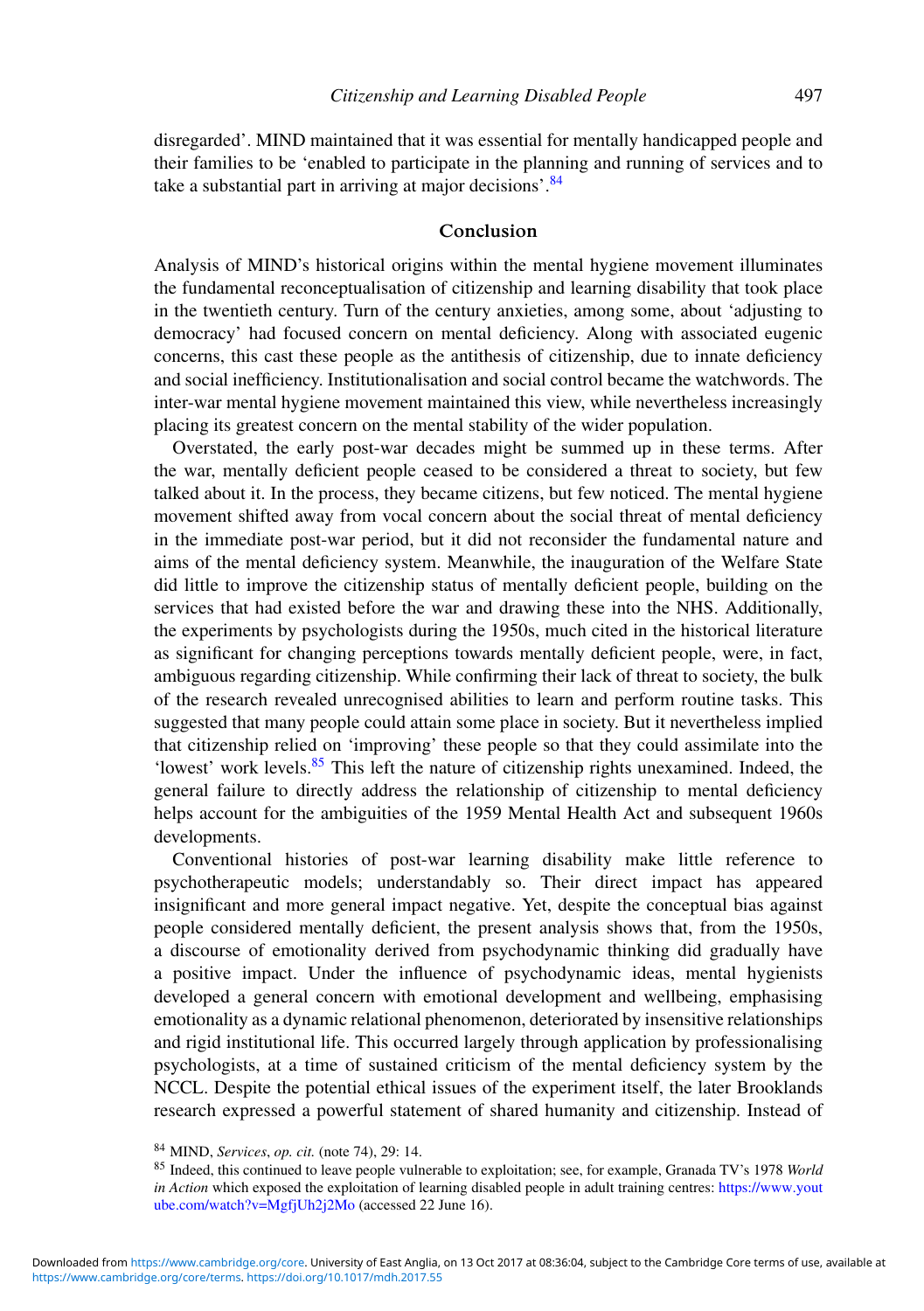disregarded'. MIND maintained that it was essential for mentally handicapped people and their families to be 'enabled to participate in the planning and running of services and to take a substantial part in arriving at major decisions'.[84]

## Conclusion

Analysis of MIND's historical origins within the mental hygiene movement illuminates the fundamental reconceptualisation of citizenship and learning disability that took place in the twentieth century. Turn of the century anxieties, among some, about 'adjusting to democracy' had focused concern on mental deficiency. Along with associated eugenic concerns, this cast these people as the antithesis of citizenship, due to innate deficiency and social inefficiency. Institutionalisation and social control became the watchwords. The inter-war mental hygiene movement maintained this view, while nevertheless increasingly placing its greatest concern on the mental stability of the wider population.

Overstated, the early post-war decades might be summed up in these terms. After the war, mentally deficient people ceased to be considered a threat to society, but few talked about it. In the process, they became citizens, but few noticed. The mental hygiene movement shifted away from vocal concern about the social threat of mental deficiency in the immediate post-war period, but it did not reconsider the fundamental nature and aims of the mental deficiency system. Meanwhile, the inauguration of the Welfare State did little to improve the citizenship status of mentally deficient people, building on the services that had existed before the war and drawing these into the NHS. Additionally, the experiments by psychologists during the 1950s, much cited in the historical literature as significant for changing perceptions towards mentally deficient people, were, in fact, ambiguous regarding citizenship. While confirming their lack of threat to society, the bulk of the research revealed unrecognised abilities to learn and perform routine tasks. This suggested that many people could attain some place in society. But it nevertheless implied that citizenship relied on 'improving' these people so that they could assimilate into the 'lowest' work levels.[85] This left the nature of citizenship rights unexamined. Indeed, the general failure to directly address the relationship of citizenship to mental deficiency helps account for the ambiguities of the 1959 Mental Health Act and subsequent 1960s developments.

Conventional histories of post-war learning disability make little reference to psychotherapeutic models; understandably so. Their direct impact has appeared insignificant and more general impact negative. Yet, despite the conceptual bias against people considered mentally deficient, the present analysis shows that, from the 1950s, a discourse of emotionality derived from psychodynamic thinking did gradually have a positive impact. Under the influence of psychodynamic ideas, mental hygienists developed a general concern with emotional development and wellbeing, emphasising emotionality as a dynamic relational phenomenon, deteriorated by insensitive relationships and rigid institutional life. This occurred largely through application by professionalising psychologists, at a time of sustained criticism of the mental deficiency system by the NCCL. Despite the potential ethical issues of the experiment itself, the later Brooklands research expressed a powerful statement of shared humanity and citizenship. Instead of

[84] MIND, *Services*, *op. cit.* (note 74), 29: 14.

[85] Indeed, this continued to leave people vulnerable to exploitation; see, for example, Granada TV's 1978 *World in Action* which exposed the exploitation of learning disabled people in adult training centres: https://www.youtube.com/watch?v=MgfjUh2j2Mo (accessed 22 June 16).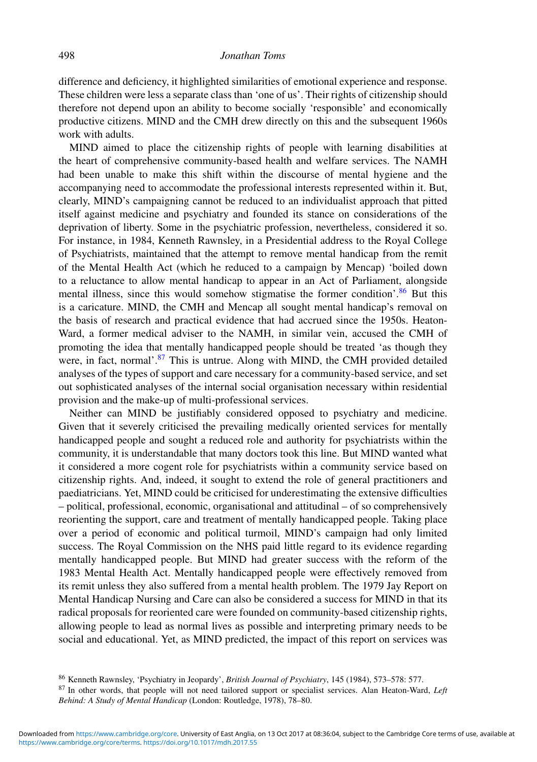difference and deficiency, it highlighted similarities of emotional experience and response. These children were less a separate class than 'one of us'. Their rights of citizenship should therefore not depend upon an ability to become socially 'responsible' and economically productive citizens. MIND and the CMH drew directly on this and the subsequent 1960s work with adults.

MIND aimed to place the citizenship rights of people with learning disabilities at the heart of comprehensive community-based health and welfare services. The NAMH had been unable to make this shift within the discourse of mental hygiene and the accompanying need to accommodate the professional interests represented within it. But, clearly, MIND's campaigning cannot be reduced to an individualist approach that pitted itself against medicine and psychiatry and founded its stance on considerations of the deprivation of liberty. Some in the psychiatric profession, nevertheless, considered it so. For instance, in 1984, Kenneth Rawnsley, in a Presidential address to the Royal College of Psychiatrists, maintained that the attempt to remove mental handicap from the remit of the Mental Health Act (which he reduced to a campaign by Mencap) 'boiled down to a reluctance to allow mental handicap to appear in an Act of Parliament, alongside mental illness, since this would somehow stigmatise the former condition'.[86] But this is a caricature. MIND, the CMH and Mencap all sought mental handicap's removal on the basis of research and practical evidence that had accrued since the 1950s. Heaton-Ward, a former medical adviser to the NAMH, in similar vein, accused the CMH of promoting the idea that mentally handicapped people should be treated 'as though they were, in fact, normal'.[87] This is untrue. Along with MIND, the CMH provided detailed analyses of the types of support and care necessary for a community-based service, and set out sophisticated analyses of the internal social organisation necessary within residential provision and the make-up of multi-professional services.

Neither can MIND be justifiably considered opposed to psychiatry and medicine. Given that it severely criticised the prevailing medically oriented services for mentally handicapped people and sought a reduced role and authority for psychiatrists within the community, it is understandable that many doctors took this line. But MIND wanted what it considered a more cogent role for psychiatrists within a community service based on citizenship rights. And, indeed, it sought to extend the role of general practitioners and paediatricians. Yet, MIND could be criticised for underestimating the extensive difficulties – political, professional, economic, organisational and attitudinal – of so comprehensively reorienting the support, care and treatment of mentally handicapped people. Taking place over a period of economic and political turmoil, MIND's campaign had only limited success. The Royal Commission on the NHS paid little regard to its evidence regarding mentally handicapped people. But MIND had greater success with the reform of the 1983 Mental Health Act. Mentally handicapped people were effectively removed from its remit unless they also suffered from a mental health problem. The 1979 Jay Report on Mental Handicap Nursing and Care can also be considered a success for MIND in that its radical proposals for reoriented care were founded on community-based citizenship rights, allowing people to lead as normal lives as possible and interpreting primary needs to be social and educational. Yet, as MIND predicted, the impact of this report on services was

[86] Kenneth Rawnsley, 'Psychiatry in Jeopardy', *British Journal of Psychiatry*, 145 (1984), 573–578: 577.

[87] In other words, that people will not need tailored support or specialist services. Alan Heaton-Ward, *Left Behind: A Study of Mental Handicap* (London: Routledge, 1978), 78–80.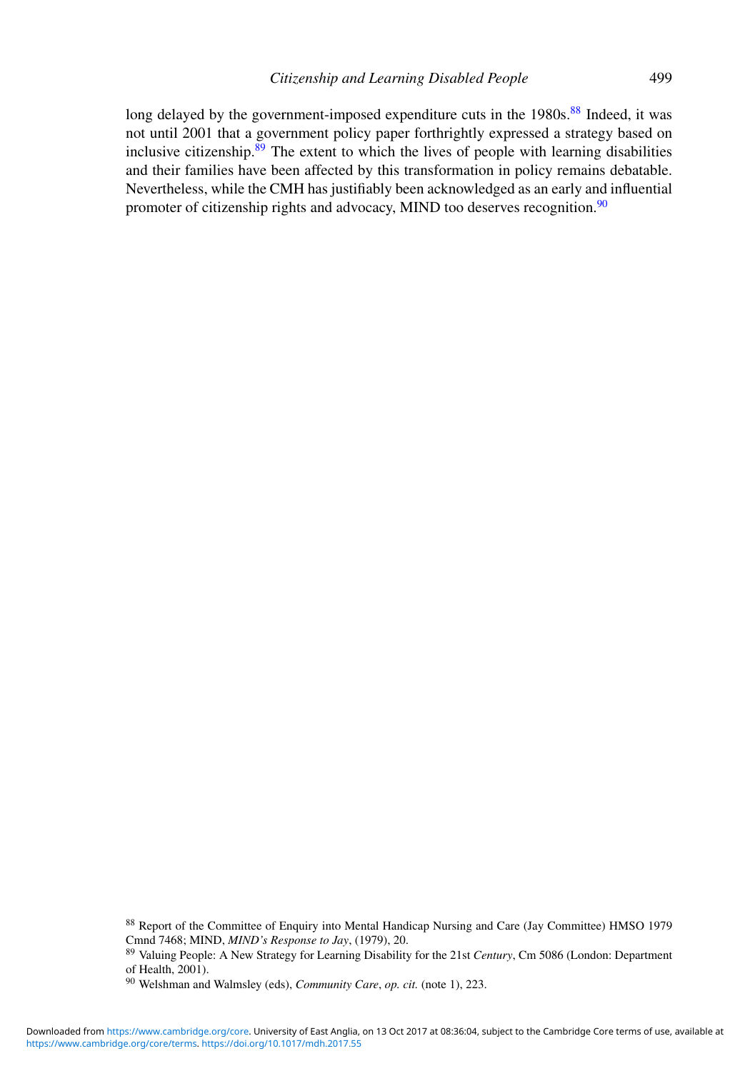long delayed by the government-imposed expenditure cuts in the 1980s.[88] Indeed, it was not until 2001 that a government policy paper forthrightly expressed a strategy based on inclusive citizenship.[89] The extent to which the lives of people with learning disabilities and their families have been affected by this transformation in policy remains debatable. Nevertheless, while the CMH has justifiably been acknowledged as an early and influential promoter of citizenship rights and advocacy, MIND too deserves recognition.[90]

---

[88] Report of the Committee of Enquiry into Mental Handicap Nursing and Care (Jay Committee) HMSO 1979 Cmnd 7468; MIND, *MIND's Response to Jay*, (1979), 20.

[89] Valuing People: A New Strategy for Learning Disability for the 21st *Century*, Cm 5086 (London: Department of Health, 2001).

[90] Welshman and Walmsley (eds), *Community Care*, *op. cit.* (note 1), 223.